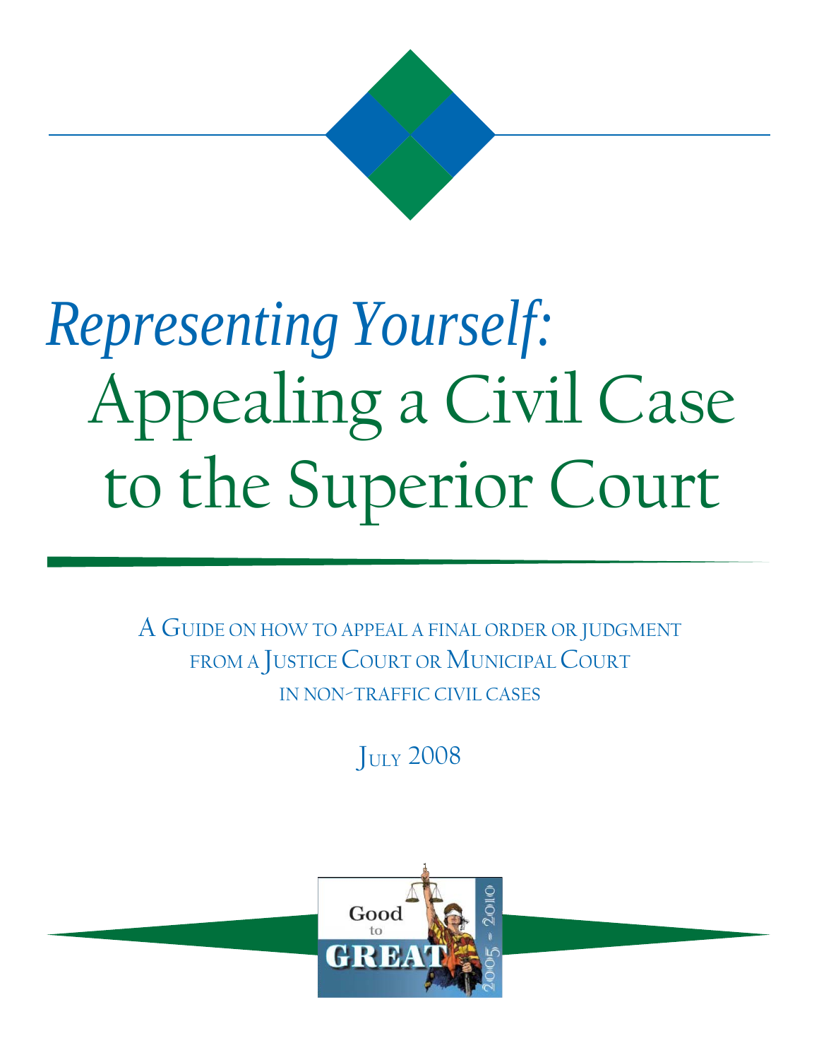# *Representing Yourself:* Appealing a Civil Case to the Superior Court

A Guide on how to appeal a final order or judgment from a Justice Court or Municipal Court in non-traffic civil cases

July 2008

Good to GREAT 2005 - 2010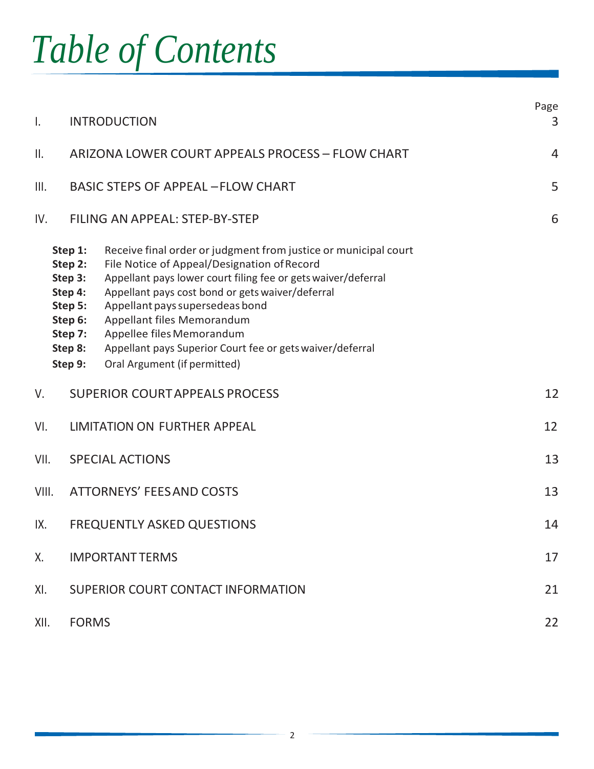# *Table of Contents*

| | | Page |
|---|---|---|
| I. | INTRODUCTION | 3 |
| II. | ARIZONA LOWER COURT APPEALS PROCESS – FLOW CHART | 4 |
| III. | BASIC STEPS OF APPEAL – FLOW CHART | 5 |
| IV. | FILING AN APPEAL: STEP-BY-STEP | 6 |

- **Step 1:** Receive final order or judgment from justice or municipal court
- **Step 2:** File Notice of Appeal/Designation of Record
- **Step 3:** Appellant pays lower court filing fee or gets waiver/deferral
- **Step 4:** Appellant pays cost bond or gets waiver/deferral
- **Step 5:** Appellant pays supersedeas bond
- **Step 6:** Appellant files Memorandum
- **Step 7:** Appellee files Memorandum
- **Step 8:** Appellant pays Superior Court fee or gets waiver/deferral
- **Step 9:** Oral Argument (if permitted)

| | | Page |
|---|---|---|
| V. | SUPERIOR COURT APPEALS PROCESS | 12 |
| VI. | LIMITATION ON FURTHER APPEAL | 12 |
| VII. | SPECIAL ACTIONS | 13 |
| VIII. | ATTORNEYS' FEES AND COSTS | 13 |
| IX. | FREQUENTLY ASKED QUESTIONS | 14 |
| X. | IMPORTANT TERMS | 17 |
| XI. | SUPERIOR COURT CONTACT INFORMATION | 21 |
| XII. | FORMS | 22 |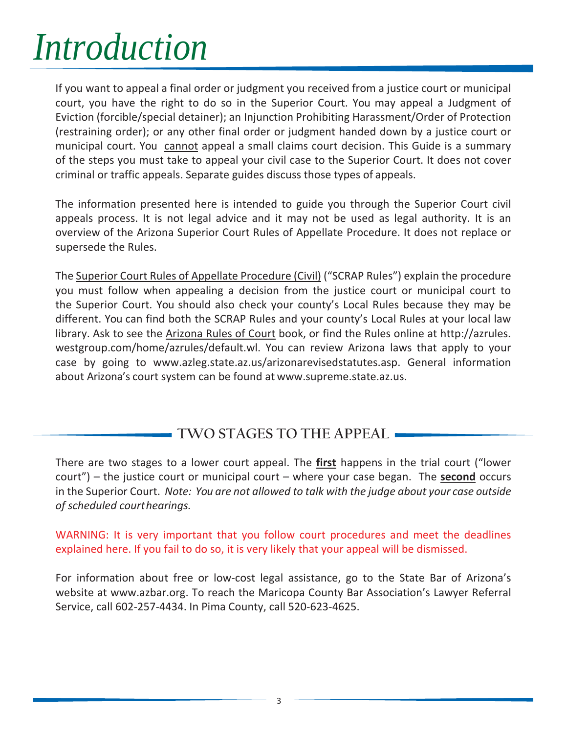# *Introduction*

If you want to appeal a final order or judgment you received from a justice court or municipal court, you have the right to do so in the Superior Court. You may appeal a Judgment of Eviction (forcible/special detainer); an Injunction Prohibiting Harassment/Order of Protection (restraining order); or any other final order or judgment handed down by a justice court or municipal court. You cannot appeal a small claims court decision. This Guide is a summary of the steps you must take to appeal your civil case to the Superior Court. It does not cover criminal or traffic appeals. Separate guides discuss those types of appeals.

The information presented here is intended to guide you through the Superior Court civil appeals process. It is not legal advice and it may not be used as legal authority. It is an overview of the Arizona Superior Court Rules of Appellate Procedure. It does not replace or supersede the Rules.

The Superior Court Rules of Appellate Procedure (Civil) ("SCRAP Rules") explain the procedure you must follow when appealing a decision from the justice court or municipal court to the Superior Court. You should also check your county's Local Rules because they may be different. You can find both the SCRAP Rules and your county's Local Rules at your local law library. Ask to see the Arizona Rules of Court book, or find the Rules online at http://azrules.westgroup.com/home/azrules/default.wl. You can review Arizona laws that apply to your case by going to www.azleg.state.az.us/arizonarevisedstatutes.asp. General information about Arizona's court system can be found at www.supreme.state.az.us.

## TWO STAGES TO THE APPEAL

There are two stages to a lower court appeal. The **first** happens in the trial court ("lower court") – the justice court or municipal court – where your case began. The **second** occurs in the Superior Court. *Note: You are not allowed to talk with the judge about your case outside of scheduled court hearings.*

WARNING: It is very important that you follow court procedures and meet the deadlines explained here. If you fail to do so, it is very likely that your appeal will be dismissed.

For information about free or low-cost legal assistance, go to the State Bar of Arizona's website at www.azbar.org. To reach the Maricopa County Bar Association's Lawyer Referral Service, call 602-257-4434. In Pima County, call 520-623-4625.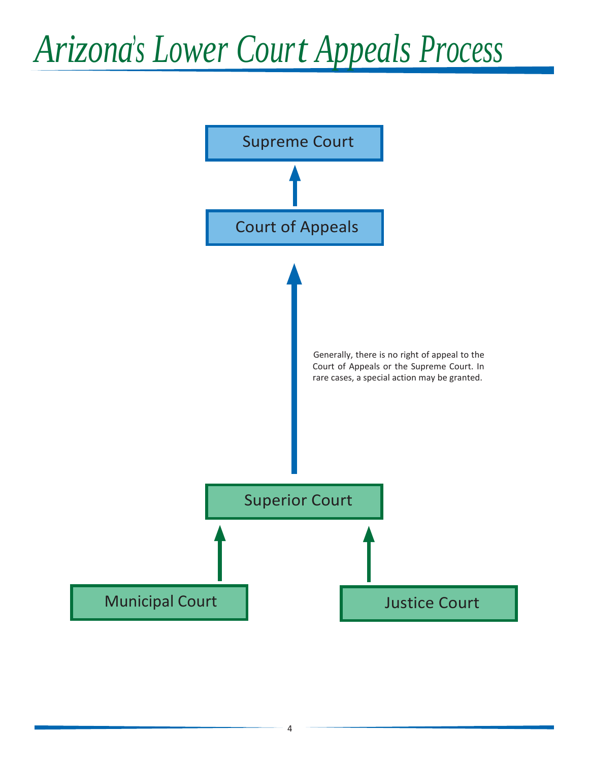# Arizona's Lower Court Appeals Process

Supreme Court

Court of Appeals

Generally, there is no right of appeal to the Court of Appeals or the Supreme Court. In rare cases, a special action may be granted.

Superior Court

Municipal Court

Justice Court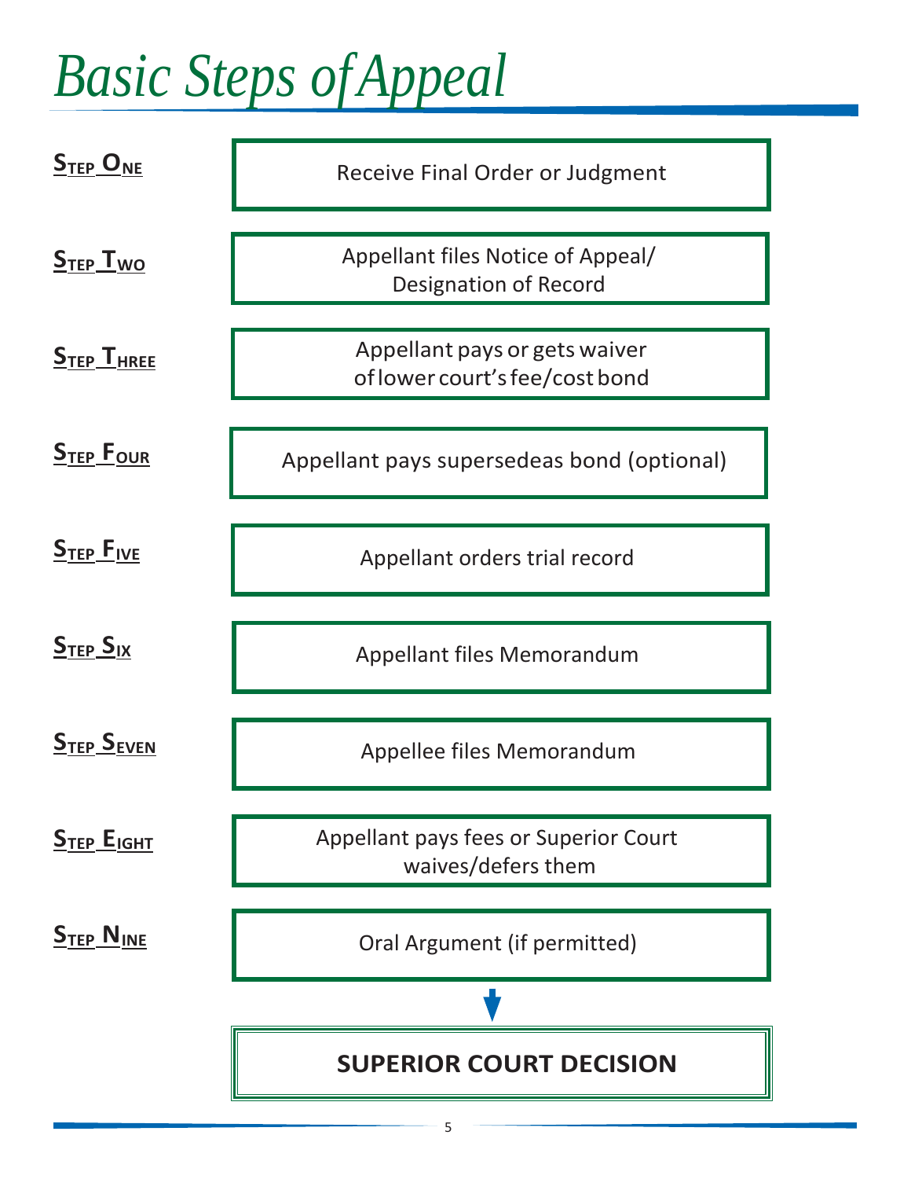# *Basic Steps of Appeal*

**STEP ONE** — Receive Final Order or Judgment

**STEP TWO** — Appellant files Notice of Appeal/ Designation of Record

**STEP THREE** — Appellant pays or gets waiver of lower court's fee/cost bond

**STEP FOUR** — Appellant pays supersedeas bond (optional)

**STEP FIVE** — Appellant orders trial record

**STEP SIX** — Appellant files Memorandum

**STEP SEVEN** — Appellee files Memorandum

**STEP EIGHT** — Appellant pays fees or Superior Court waives/defers them

**STEP NINE** — Oral Argument (if permitted)

↓

**SUPERIOR COURT DECISION**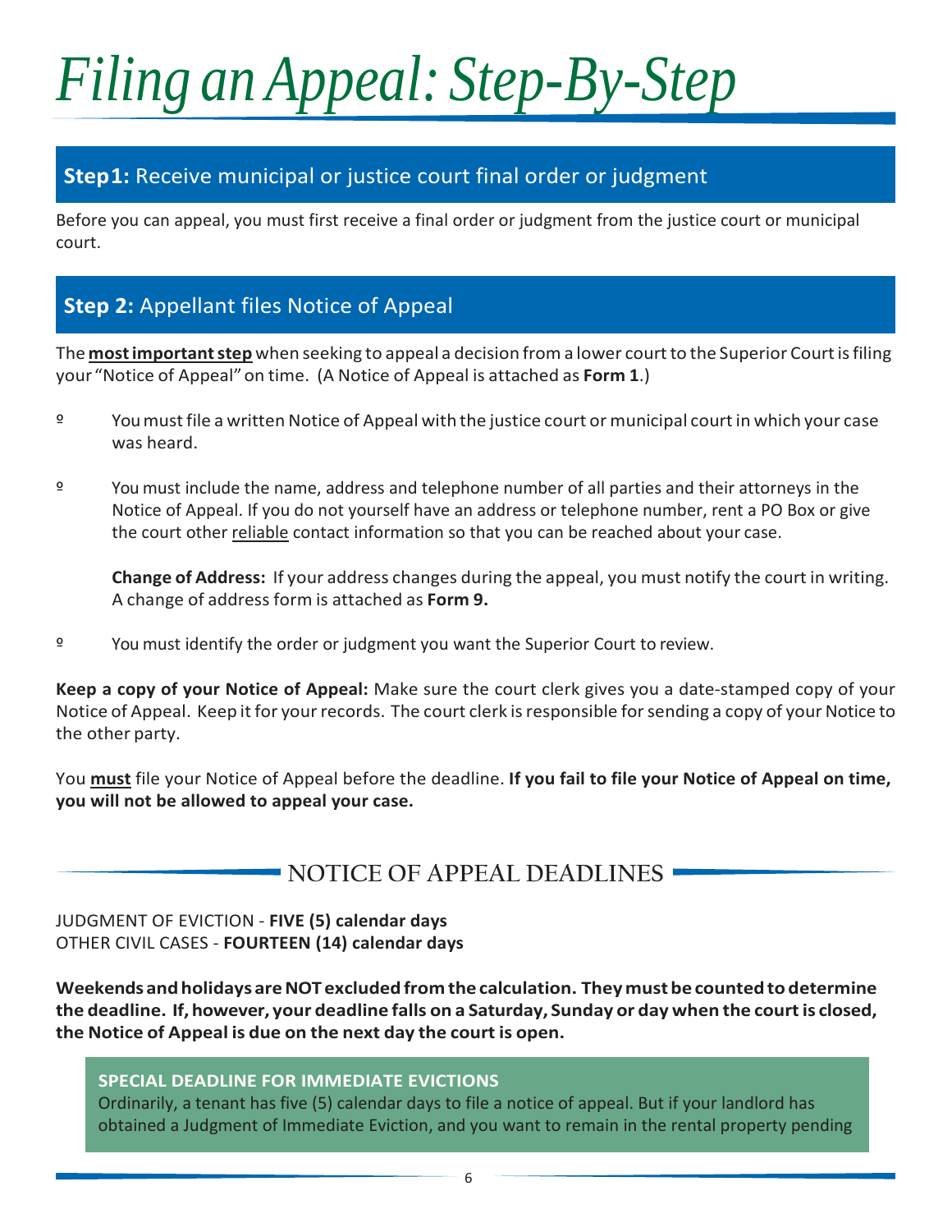# *Filing an Appeal: Step-By-Step*

## **Step1:** Receive municipal or justice court final order or judgment

Before you can appeal, you must first receive a final order or judgment from the justice court or municipal court.

## **Step 2:** Appellant files Notice of Appeal

The **most important step** when seeking to appeal a decision from a lower court to the Superior Court is filing your "Notice of Appeal" on time. (A Notice of Appeal is attached as **Form 1**.)

- You must file a written Notice of Appeal with the justice court or municipal court in which your case was heard.
- You must include the name, address and telephone number of all parties and their attorneys in the Notice of Appeal. If you do not yourself have an address or telephone number, rent a PO Box or give the court other reliable contact information so that you can be reached about your case.

  **Change of Address:** If your address changes during the appeal, you must notify the court in writing. A change of address form is attached as **Form 9.**

- You must identify the order or judgment you want the Superior Court to review.

**Keep a copy of your Notice of Appeal:** Make sure the court clerk gives you a date-stamped copy of your Notice of Appeal. Keep it for your records. The court clerk is responsible for sending a copy of your Notice to the other party.

You **must** file your Notice of Appeal before the deadline. **If you fail to file your Notice of Appeal on time, you will not be allowed to appeal your case.**

### NOTICE OF APPEAL DEADLINES

JUDGMENT OF EVICTION - **FIVE (5) calendar days**
OTHER CIVIL CASES - **FOURTEEN (14) calendar days**

**Weekends and holidays are NOT excluded from the calculation. They must be counted to determine the deadline. If, however, your deadline falls on a Saturday, Sunday or day when the court is closed, the Notice of Appeal is due on the next day the court is open.**

**SPECIAL DEADLINE FOR IMMEDIATE EVICTIONS**
Ordinarily, a tenant has five (5) calendar days to file a notice of appeal. But if your landlord has obtained a Judgment of Immediate Eviction, and you want to remain in the rental property pending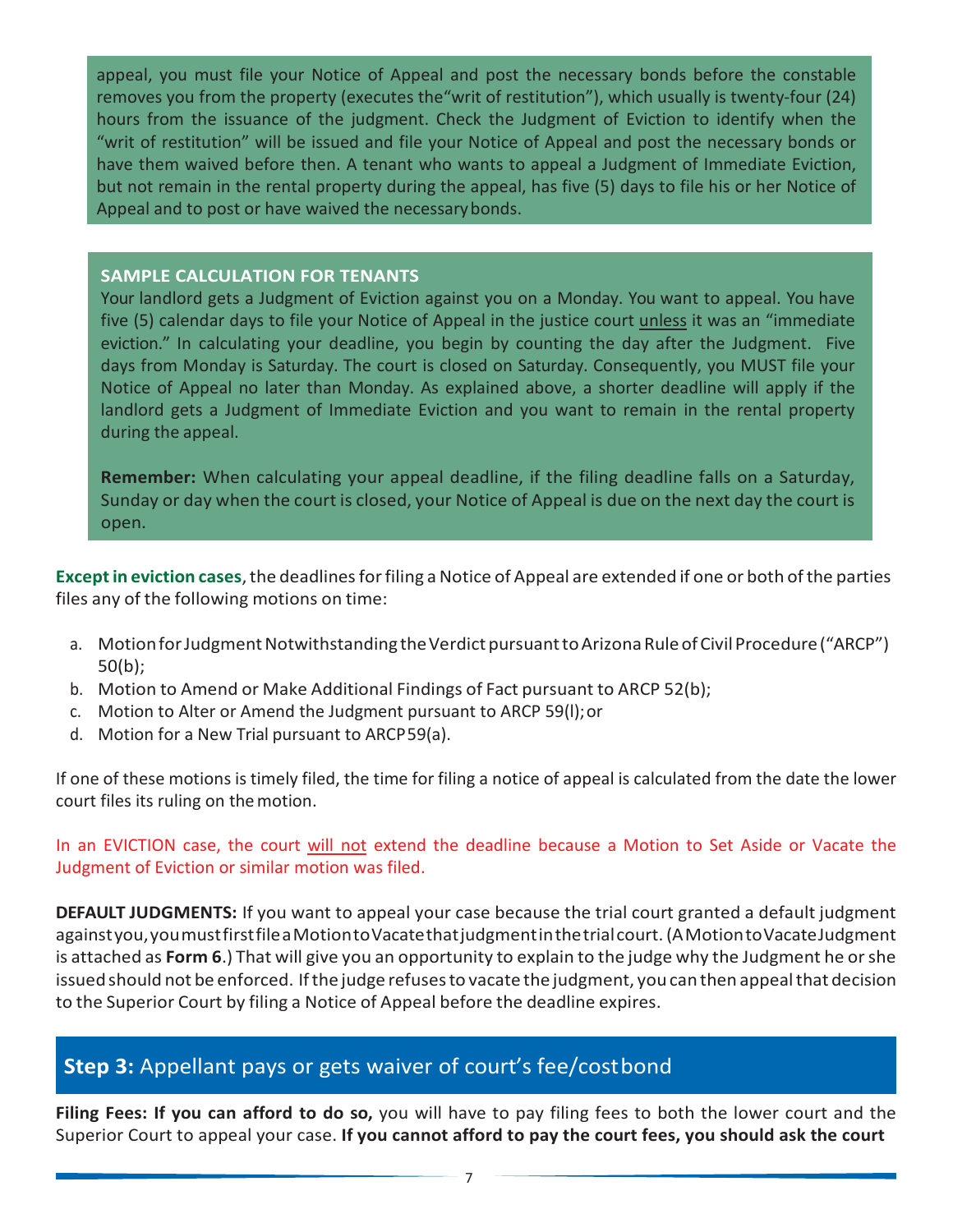appeal, you must file your Notice of Appeal and post the necessary bonds before the constable removes you from the property (executes the "writ of restitution"), which usually is twenty-four (24) hours from the issuance of the judgment. Check the Judgment of Eviction to identify when the "writ of restitution" will be issued and file your Notice of Appeal and post the necessary bonds or have them waived before then. A tenant who wants to appeal a Judgment of Immediate Eviction, but not remain in the rental property during the appeal, has five (5) days to file his or her Notice of Appeal and to post or have waived the necessary bonds.

**SAMPLE CALCULATION FOR TENANTS**

Your landlord gets a Judgment of Eviction against you on a Monday. You want to appeal. You have five (5) calendar days to file your Notice of Appeal in the justice court unless it was an "immediate eviction." In calculating your deadline, you begin by counting the day after the Judgment. Five days from Monday is Saturday. The court is closed on Saturday. Consequently, you MUST file your Notice of Appeal no later than Monday. As explained above, a shorter deadline will apply if the landlord gets a Judgment of Immediate Eviction and you want to remain in the rental property during the appeal.

**Remember:** When calculating your appeal deadline, if the filing deadline falls on a Saturday, Sunday or day when the court is closed, your Notice of Appeal is due on the next day the court is open.

**Except in eviction cases**, the deadlines for filing a Notice of Appeal are extended if one or both of the parties files any of the following motions on time:

a. Motion for Judgment Notwithstanding the Verdict pursuant to Arizona Rule of Civil Procedure ("ARCP") 50(b);
b. Motion to Amend or Make Additional Findings of Fact pursuant to ARCP 52(b);
c. Motion to Alter or Amend the Judgment pursuant to ARCP 59(l); or
d. Motion for a New Trial pursuant to ARCP 59(a).

If one of these motions is timely filed, the time for filing a notice of appeal is calculated from the date the lower court files its ruling on the motion.

In an EVICTION case, the court will not extend the deadline because a Motion to Set Aside or Vacate the Judgment of Eviction or similar motion was filed.

**DEFAULT JUDGMENTS:** If you want to appeal your case because the trial court granted a default judgment against you, you must first file a Motion to Vacate that judgment in the trial court. (A Motion to Vacate Judgment is attached as **Form 6**.) That will give you an opportunity to explain to the judge why the Judgment he or she issued should not be enforced. If the judge refuses to vacate the judgment, you can then appeal that decision to the Superior Court by filing a Notice of Appeal before the deadline expires.

## **Step 3:** Appellant pays or gets waiver of court's fee/cost bond

**Filing Fees: If you can afford to do so,** you will have to pay filing fees to both the lower court and the Superior Court to appeal your case. **If you cannot afford to pay the court fees, you should ask the court**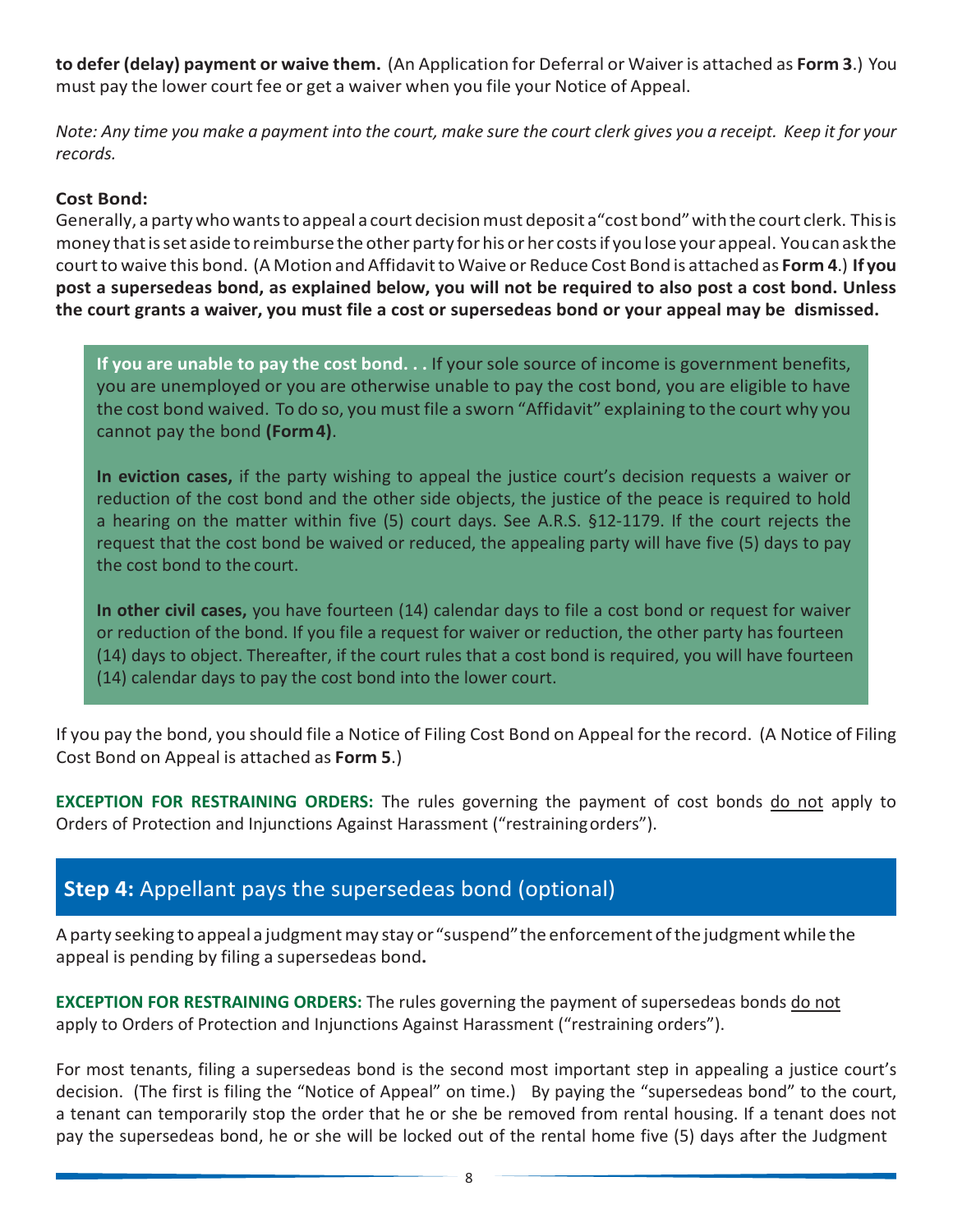**to defer (delay) payment or waive them.** (An Application for Deferral or Waiver is attached as **Form 3**.) You must pay the lower court fee or get a waiver when you file your Notice of Appeal.

*Note: Any time you make a payment into the court, make sure the court clerk gives you a receipt. Keep it for your records.*

**Cost Bond:**

Generally, a party who wants to appeal a court decision must deposit a "cost bond" with the court clerk. This is money that is set aside to reimburse the other party for his or her costs if you lose your appeal. You can ask the court to waive this bond. (A Motion and Affidavit to Waive or Reduce Cost Bond is attached as **Form 4**.) **If you post a supersedeas bond, as explained below, you will not be required to also post a cost bond. Unless the court grants a waiver, you must file a cost or supersedeas bond or your appeal may be dismissed.**

**If you are unable to pay the cost bond. . .** If your sole source of income is government benefits, you are unemployed or you are otherwise unable to pay the cost bond, you are eligible to have the cost bond waived. To do so, you must file a sworn "Affidavit" explaining to the court why you cannot pay the bond **(Form 4)**.

**In eviction cases,** if the party wishing to appeal the justice court's decision requests a waiver or reduction of the cost bond and the other side objects, the justice of the peace is required to hold a hearing on the matter within five (5) court days. See A.R.S. §12-1179. If the court rejects the request that the cost bond be waived or reduced, the appealing party will have five (5) days to pay the cost bond to the court.

**In other civil cases,** you have fourteen (14) calendar days to file a cost bond or request for waiver or reduction of the bond. If you file a request for waiver or reduction, the other party has fourteen (14) days to object. Thereafter, if the court rules that a cost bond is required, you will have fourteen (14) calendar days to pay the cost bond into the lower court.

If you pay the bond, you should file a Notice of Filing Cost Bond on Appeal for the record. (A Notice of Filing Cost Bond on Appeal is attached as **Form 5**.)

**EXCEPTION FOR RESTRAINING ORDERS:** The rules governing the payment of cost bonds do not apply to Orders of Protection and Injunctions Against Harassment ("restraining orders").

## **Step 4:** Appellant pays the supersedeas bond (optional)

A party seeking to appeal a judgment may stay or "suspend" the enforcement of the judgment while the appeal is pending by filing a supersedeas bond**.**

**EXCEPTION FOR RESTRAINING ORDERS:** The rules governing the payment of supersedeas bonds do not apply to Orders of Protection and Injunctions Against Harassment ("restraining orders").

For most tenants, filing a supersedeas bond is the second most important step in appealing a justice court's decision. (The first is filing the "Notice of Appeal" on time.) By paying the "supersedeas bond" to the court, a tenant can temporarily stop the order that he or she be removed from rental housing. If a tenant does not pay the supersedeas bond, he or she will be locked out of the rental home five (5) days after the Judgment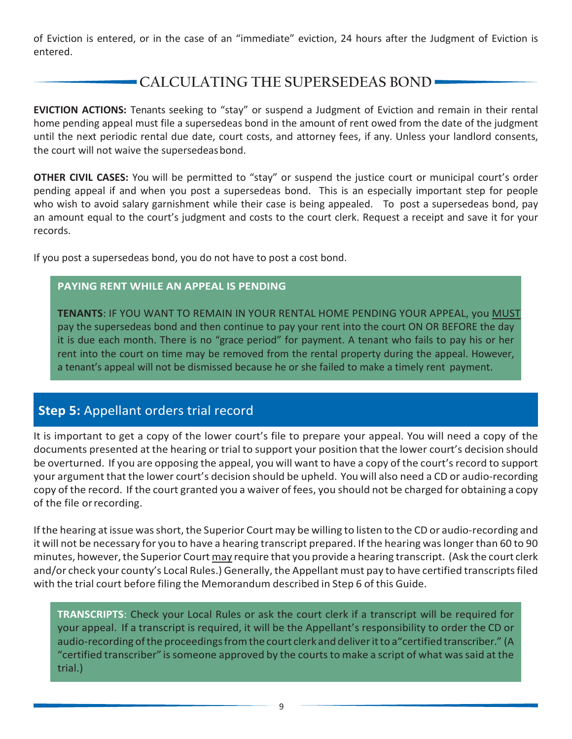of Eviction is entered, or in the case of an "immediate" eviction, 24 hours after the Judgment of Eviction is entered.

## CALCULATING THE SUPERSEDEAS BOND

**EVICTION ACTIONS:** Tenants seeking to "stay" or suspend a Judgment of Eviction and remain in their rental home pending appeal must file a supersedeas bond in the amount of rent owed from the date of the judgment until the next periodic rental due date, court costs, and attorney fees, if any. Unless your landlord consents, the court will not waive the supersedeas bond.

**OTHER CIVIL CASES:** You will be permitted to "stay" or suspend the justice court or municipal court's order pending appeal if and when you post a supersedeas bond. This is an especially important step for people who wish to avoid salary garnishment while their case is being appealed. To post a supersedeas bond, pay an amount equal to the court's judgment and costs to the court clerk. Request a receipt and save it for your records.

If you post a supersedeas bond, you do not have to post a cost bond.

> **PAYING RENT WHILE AN APPEAL IS PENDING**
>
> **TENANTS**: IF YOU WANT TO REMAIN IN YOUR RENTAL HOME PENDING YOUR APPEAL, you MUST pay the supersedeas bond and then continue to pay your rent into the court ON OR BEFORE the day it is due each month. There is no "grace period" for payment. A tenant who fails to pay his or her rent into the court on time may be removed from the rental property during the appeal. However, a tenant's appeal will not be dismissed because he or she failed to make a timely rent payment.

## **Step 5:** Appellant orders trial record

It is important to get a copy of the lower court's file to prepare your appeal. You will need a copy of the documents presented at the hearing or trial to support your position that the lower court's decision should be overturned. If you are opposing the appeal, you will want to have a copy of the court's record to support your argument that the lower court's decision should be upheld. You will also need a CD or audio-recording copy of the record. If the court granted you a waiver of fees, you should not be charged for obtaining a copy of the file or recording.

If the hearing at issue was short, the Superior Court may be willing to listen to the CD or audio-recording and it will not be necessary for you to have a hearing transcript prepared. If the hearing was longer than 60 to 90 minutes, however, the Superior Court may require that you provide a hearing transcript. (Ask the court clerk and/or check your county's Local Rules.) Generally, the Appellant must pay to have certified transcripts filed with the trial court before filing the Memorandum described in Step 6 of this Guide.

> **TRANSCRIPTS**: Check your Local Rules or ask the court clerk if a transcript will be required for your appeal. If a transcript is required, it will be the Appellant's responsibility to order the CD or audio-recording of the proceedings from the court clerk and deliver it to a "certified transcriber." (A "certified transcriber" is someone approved by the courts to make a script of what was said at the trial.)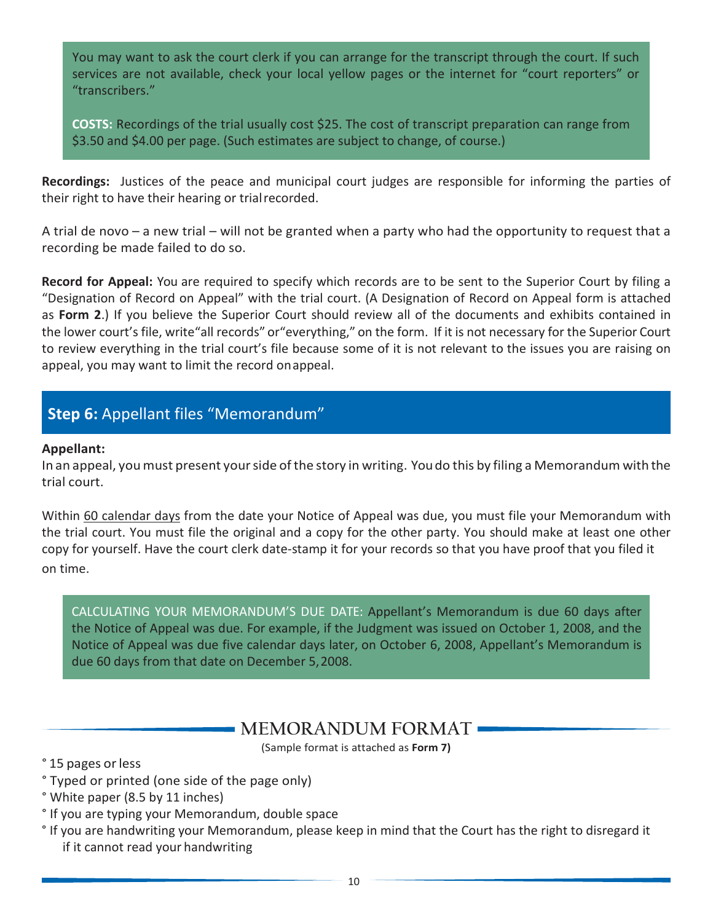You may want to ask the court clerk if you can arrange for the transcript through the court. If such services are not available, check your local yellow pages or the internet for "court reporters" or "transcribers."

**COSTS:** Recordings of the trial usually cost $25. The cost of transcript preparation can range from $3.50 and $4.00 per page. (Such estimates are subject to change, of course.)

**Recordings:** Justices of the peace and municipal court judges are responsible for informing the parties of their right to have their hearing or trial recorded.

A trial de novo – a new trial – will not be granted when a party who had the opportunity to request that a recording be made failed to do so.

**Record for Appeal:** You are required to specify which records are to be sent to the Superior Court by filing a "Designation of Record on Appeal" with the trial court. (A Designation of Record on Appeal form is attached as **Form 2**.) If you believe the Superior Court should review all of the documents and exhibits contained in the lower court's file, write "all records" or "everything," on the form. If it is not necessary for the Superior Court to review everything in the trial court's file because some of it is not relevant to the issues you are raising on appeal, you may want to limit the record on appeal.

## **Step 6:** Appellant files "Memorandum"

**Appellant:**

In an appeal, you must present your side of the story in writing. You do this by filing a Memorandum with the trial court.

Within 60 calendar days from the date your Notice of Appeal was due, you must file your Memorandum with the trial court. You must file the original and a copy for the other party. You should make at least one other copy for yourself. Have the court clerk date-stamp it for your records so that you have proof that you filed it on time.

CALCULATING YOUR MEMORANDUM'S DUE DATE: Appellant's Memorandum is due 60 days after the Notice of Appeal was due. For example, if the Judgment was issued on October 1, 2008, and the Notice of Appeal was due five calendar days later, on October 6, 2008, Appellant's Memorandum is due 60 days from that date on December 5, 2008.

### MEMORANDUM FORMAT

(Sample format is attached as **Form 7)**

- 15 pages or less
- Typed or printed (one side of the page only)
- White paper (8.5 by 11 inches)
- If you are typing your Memorandum, double space
- If you are handwriting your Memorandum, please keep in mind that the Court has the right to disregard it if it cannot read your handwriting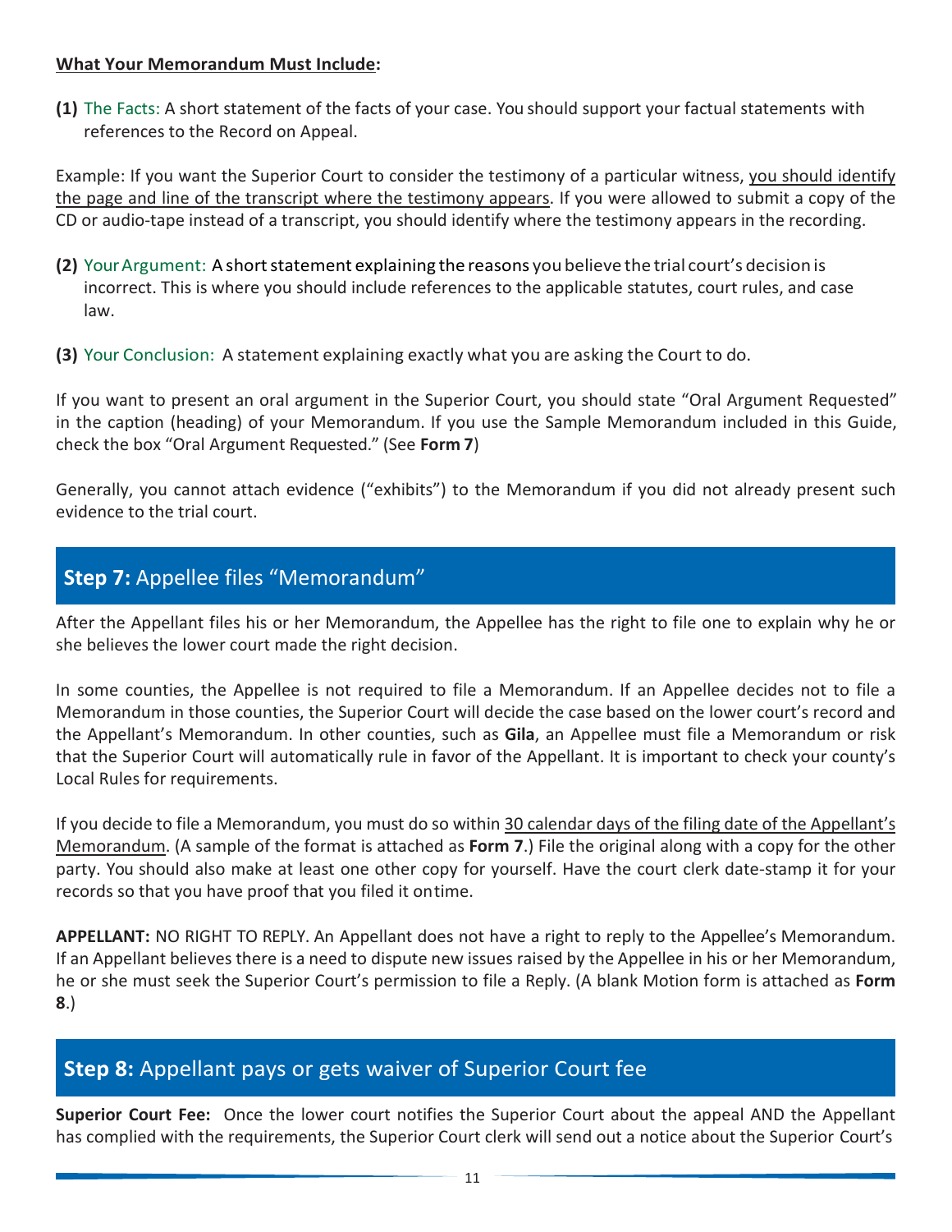**What Your Memorandum Must Include:**

**(1)** The Facts: A short statement of the facts of your case. You should support your factual statements with references to the Record on Appeal.

Example: If you want the Superior Court to consider the testimony of a particular witness, you should identify the page and line of the transcript where the testimony appears. If you were allowed to submit a copy of the CD or audio-tape instead of a transcript, you should identify where the testimony appears in the recording.

**(2)** Your Argument: A short statement explaining the reasons you believe the trial court's decision is incorrect. This is where you should include references to the applicable statutes, court rules, and case law.

**(3)** Your Conclusion: A statement explaining exactly what you are asking the Court to do.

If you want to present an oral argument in the Superior Court, you should state "Oral Argument Requested" in the caption (heading) of your Memorandum. If you use the Sample Memorandum included in this Guide, check the box "Oral Argument Requested." (See **Form 7**)

Generally, you cannot attach evidence ("exhibits") to the Memorandum if you did not already present such evidence to the trial court.

## **Step 7:** Appellee files "Memorandum"

After the Appellant files his or her Memorandum, the Appellee has the right to file one to explain why he or she believes the lower court made the right decision.

In some counties, the Appellee is not required to file a Memorandum. If an Appellee decides not to file a Memorandum in those counties, the Superior Court will decide the case based on the lower court's record and the Appellant's Memorandum. In other counties, such as **Gila**, an Appellee must file a Memorandum or risk that the Superior Court will automatically rule in favor of the Appellant. It is important to check your county's Local Rules for requirements.

If you decide to file a Memorandum, you must do so within 30 calendar days of the filing date of the Appellant's Memorandum. (A sample of the format is attached as **Form 7**.) File the original along with a copy for the other party. You should also make at least one other copy for yourself. Have the court clerk date-stamp it for your records so that you have proof that you filed it on time.

**APPELLANT:** NO RIGHT TO REPLY. An Appellant does not have a right to reply to the Appellee's Memorandum. If an Appellant believes there is a need to dispute new issues raised by the Appellee in his or her Memorandum, he or she must seek the Superior Court's permission to file a Reply. (A blank Motion form is attached as **Form 8**.)

## **Step 8:** Appellant pays or gets waiver of Superior Court fee

**Superior Court Fee:** Once the lower court notifies the Superior Court about the appeal AND the Appellant has complied with the requirements, the Superior Court clerk will send out a notice about the Superior Court's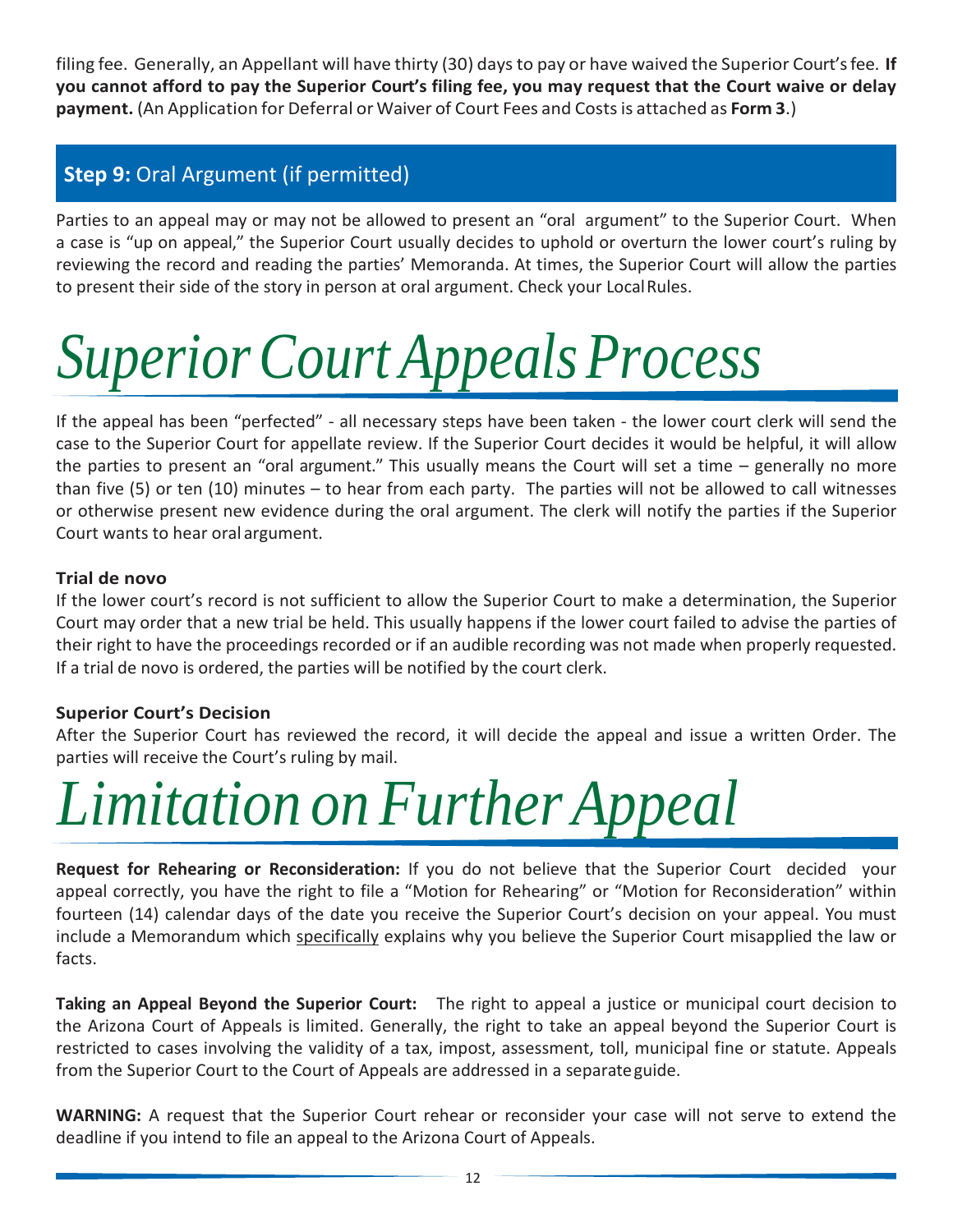filing fee. Generally, an Appellant will have thirty (30) days to pay or have waived the Superior Court's fee. **If you cannot afford to pay the Superior Court's filing fee, you may request that the Court waive or delay payment.** (An Application for Deferral or Waiver of Court Fees and Costs is attached as **Form 3**.)

## **Step 9:** Oral Argument (if permitted)

Parties to an appeal may or may not be allowed to present an "oral argument" to the Superior Court. When a case is "up on appeal," the Superior Court usually decides to uphold or overturn the lower court's ruling by reviewing the record and reading the parties' Memoranda. At times, the Superior Court will allow the parties to present their side of the story in person at oral argument. Check your Local Rules.

# *Superior Court Appeals Process*

If the appeal has been "perfected" - all necessary steps have been taken - the lower court clerk will send the case to the Superior Court for appellate review. If the Superior Court decides it would be helpful, it will allow the parties to present an "oral argument." This usually means the Court will set a time – generally no more than five (5) or ten (10) minutes – to hear from each party. The parties will not be allowed to call witnesses or otherwise present new evidence during the oral argument. The clerk will notify the parties if the Superior Court wants to hear oral argument.

### Trial de novo

If the lower court's record is not sufficient to allow the Superior Court to make a determination, the Superior Court may order that a new trial be held. This usually happens if the lower court failed to advise the parties of their right to have the proceedings recorded or if an audible recording was not made when properly requested. If a trial de novo is ordered, the parties will be notified by the court clerk.

### Superior Court's Decision

After the Superior Court has reviewed the record, it will decide the appeal and issue a written Order. The parties will receive the Court's ruling by mail.

# *Limitation on Further Appeal*

**Request for Rehearing or Reconsideration:** If you do not believe that the Superior Court decided your appeal correctly, you have the right to file a "Motion for Rehearing" or "Motion for Reconsideration" within fourteen (14) calendar days of the date you receive the Superior Court's decision on your appeal. You must include a Memorandum which specifically explains why you believe the Superior Court misapplied the law or facts.

**Taking an Appeal Beyond the Superior Court:** The right to appeal a justice or municipal court decision to the Arizona Court of Appeals is limited. Generally, the right to take an appeal beyond the Superior Court is restricted to cases involving the validity of a tax, impost, assessment, toll, municipal fine or statute. Appeals from the Superior Court to the Court of Appeals are addressed in a separate guide.

**WARNING:** A request that the Superior Court rehear or reconsider your case will not serve to extend the deadline if you intend to file an appeal to the Arizona Court of Appeals.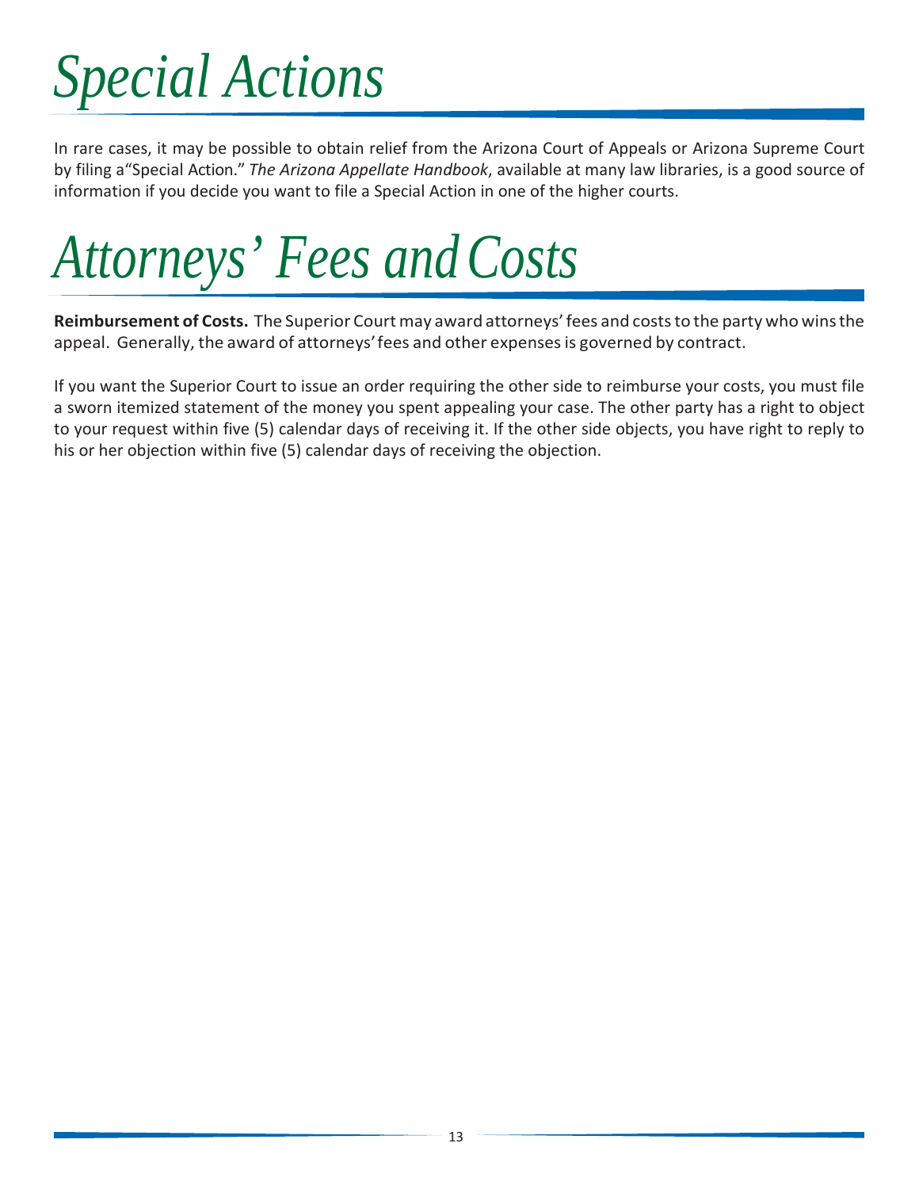# *Special Actions*

In rare cases, it may be possible to obtain relief from the Arizona Court of Appeals or Arizona Supreme Court by filing a"Special Action." *The Arizona Appellate Handbook*, available at many law libraries, is a good source of information if you decide you want to file a Special Action in one of the higher courts.

# *Attorneys' Fees and Costs*

**Reimbursement of Costs.** The Superior Court may award attorneys' fees and costs to the party who wins the appeal. Generally, the award of attorneys' fees and other expenses is governed by contract.

If you want the Superior Court to issue an order requiring the other side to reimburse your costs, you must file a sworn itemized statement of the money you spent appealing your case. The other party has a right to object to your request within five (5) calendar days of receiving it. If the other side objects, you have right to reply to his or her objection within five (5) calendar days of receiving the objection.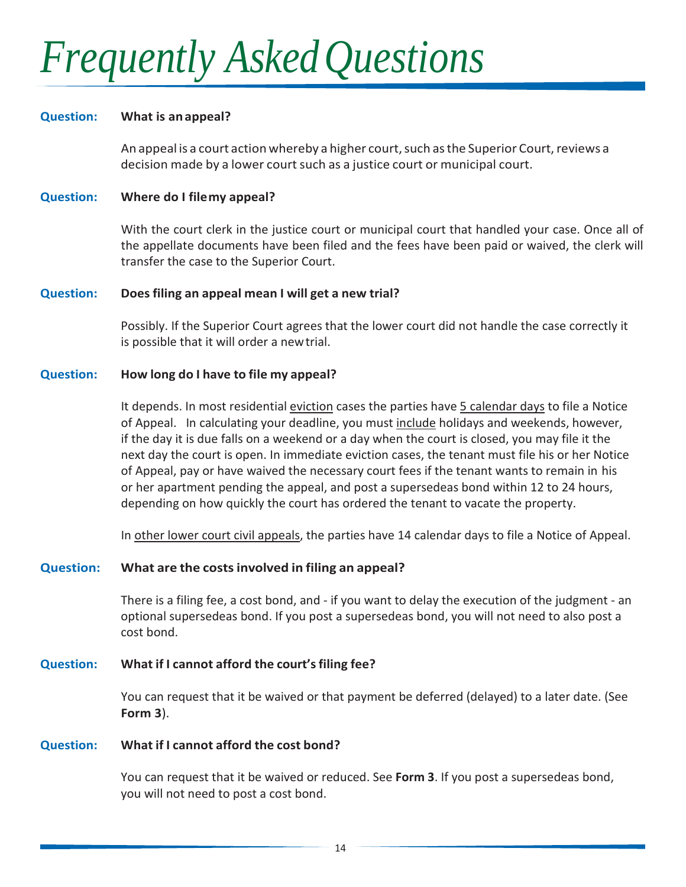# Frequently Asked Questions

**Question:** **What is an appeal?**

An appeal is a court action whereby a higher court, such as the Superior Court, reviews a decision made by a lower court such as a justice court or municipal court.

**Question:** **Where do I file my appeal?**

With the court clerk in the justice court or municipal court that handled your case. Once all of the appellate documents have been filed and the fees have been paid or waived, the clerk will transfer the case to the Superior Court.

**Question:** **Does filing an appeal mean I will get a new trial?**

Possibly. If the Superior Court agrees that the lower court did not handle the case correctly it is possible that it will order a new trial.

**Question:** **How long do I have to file my appeal?**

It depends. In most residential <u>eviction</u> cases the parties have <u>5 calendar days</u> to file a Notice of Appeal. In calculating your deadline, you must <u>include</u> holidays and weekends, however, if the day it is due falls on a weekend or a day when the court is closed, you may file it the next day the court is open. In immediate eviction cases, the tenant must file his or her Notice of Appeal, pay or have waived the necessary court fees if the tenant wants to remain in his or her apartment pending the appeal, and post a supersedeas bond within 12 to 24 hours, depending on how quickly the court has ordered the tenant to vacate the property.

In <u>other lower court civil appeals</u>, the parties have 14 calendar days to file a Notice of Appeal.

**Question:** **What are the costs involved in filing an appeal?**

There is a filing fee, a cost bond, and - if you want to delay the execution of the judgment - an optional supersedeas bond. If you post a supersedeas bond, you will not need to also post a cost bond.

**Question:** **What if I cannot afford the court's filing fee?**

You can request that it be waived or that payment be deferred (delayed) to a later date. (See **Form 3**).

**Question:** **What if I cannot afford the cost bond?**

You can request that it be waived or reduced. See **Form 3**. If you post a supersedeas bond, you will not need to post a cost bond.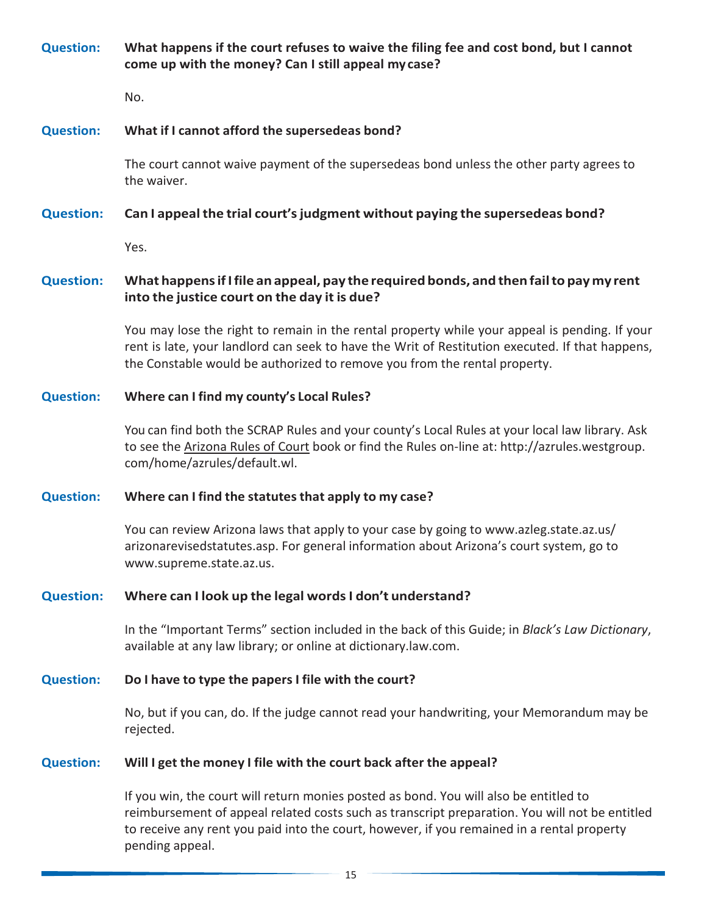**Question:** **What happens if the court refuses to waive the filing fee and cost bond, but I cannot come up with the money? Can I still appeal my case?**

No.

**Question:** **What if I cannot afford the supersedeas bond?**

The court cannot waive payment of the supersedeas bond unless the other party agrees to the waiver.

**Question:** **Can I appeal the trial court's judgment without paying the supersedeas bond?**

Yes.

**Question:** **What happens if I file an appeal, pay the required bonds, and then fail to pay my rent into the justice court on the day it is due?**

You may lose the right to remain in the rental property while your appeal is pending. If your rent is late, your landlord can seek to have the Writ of Restitution executed. If that happens, the Constable would be authorized to remove you from the rental property.

**Question:** **Where can I find my county's Local Rules?**

You can find both the SCRAP Rules and your county's Local Rules at your local law library. Ask to see the Arizona Rules of Court book or find the Rules on-line at: http://azrules.westgroup.com/home/azrules/default.wl.

**Question:** **Where can I find the statutes that apply to my case?**

You can review Arizona laws that apply to your case by going to www.azleg.state.az.us/arizonarevisedstatutes.asp. For general information about Arizona's court system, go to www.supreme.state.az.us.

**Question:** **Where can I look up the legal words I don't understand?**

In the "Important Terms" section included in the back of this Guide; in *Black's Law Dictionary*, available at any law library; or online at dictionary.law.com.

**Question:** **Do I have to type the papers I file with the court?**

No, but if you can, do. If the judge cannot read your handwriting, your Memorandum may be rejected.

**Question:** **Will I get the money I file with the court back after the appeal?**

If you win, the court will return monies posted as bond. You will also be entitled to reimbursement of appeal related costs such as transcript preparation. You will not be entitled to receive any rent you paid into the court, however, if you remained in a rental property pending appeal.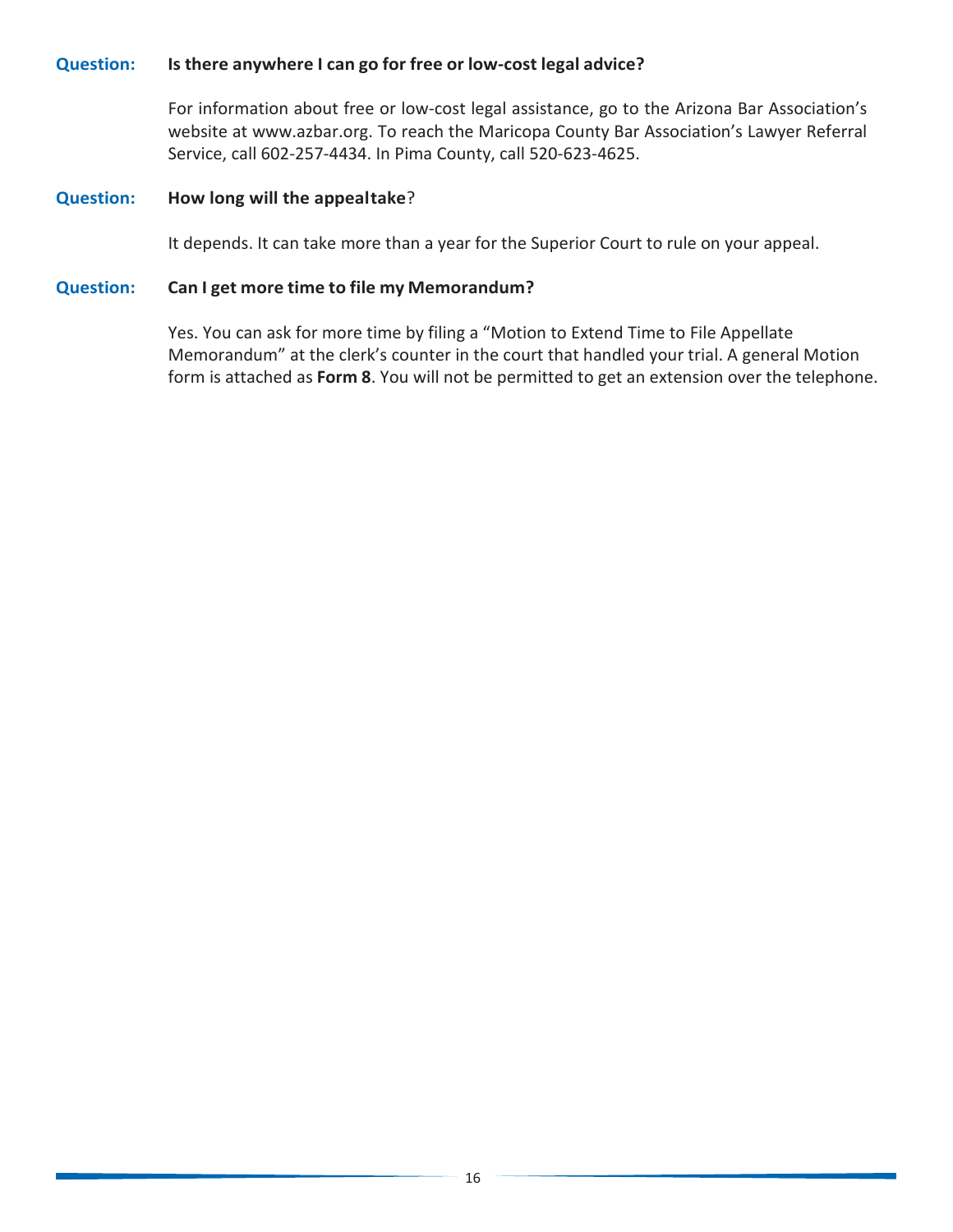**Question:** **Is there anywhere I can go for free or low-cost legal advice?**

For information about free or low-cost legal assistance, go to the Arizona Bar Association's website at www.azbar.org. To reach the Maricopa County Bar Association's Lawyer Referral Service, call 602-257-4434. In Pima County, call 520-623-4625.

**Question:** **How long will the appealtake**?

It depends. It can take more than a year for the Superior Court to rule on your appeal.

**Question:** **Can I get more time to file my Memorandum?**

Yes. You can ask for more time by filing a "Motion to Extend Time to File Appellate Memorandum" at the clerk's counter in the court that handled your trial. A general Motion form is attached as **Form 8**. You will not be permitted to get an extension over the telephone.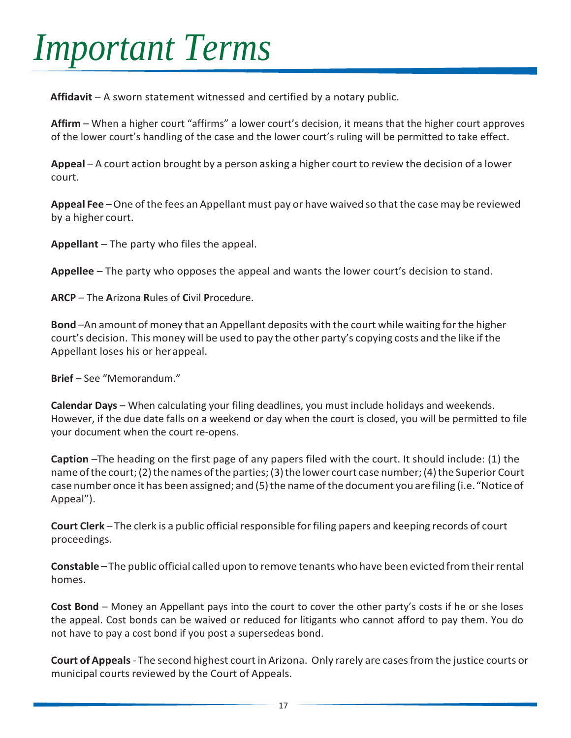# Important Terms

**Affidavit** – A sworn statement witnessed and certified by a notary public.

**Affirm** – When a higher court "affirms" a lower court's decision, it means that the higher court approves of the lower court's handling of the case and the lower court's ruling will be permitted to take effect.

**Appeal** – A court action brought by a person asking a higher court to review the decision of a lower court.

**Appeal Fee** – One of the fees an Appellant must pay or have waived so that the case may be reviewed by a higher court.

**Appellant** – The party who files the appeal.

**Appellee** – The party who opposes the appeal and wants the lower court's decision to stand.

**ARCP** – The **A**rizona **R**ules of **C**ivil **P**rocedure.

**Bond** –An amount of money that an Appellant deposits with the court while waiting for the higher court's decision. This money will be used to pay the other party's copying costs and the like if the Appellant loses his or her appeal.

**Brief** – See "Memorandum."

**Calendar Days** – When calculating your filing deadlines, you must include holidays and weekends. However, if the due date falls on a weekend or day when the court is closed, you will be permitted to file your document when the court re-opens.

**Caption** –The heading on the first page of any papers filed with the court. It should include: (1) the name of the court; (2) the names of the parties; (3) the lower court case number; (4) the Superior Court case number once it has been assigned; and (5) the name of the document you are filing (i.e. "Notice of Appeal").

**Court Clerk** – The clerk is a public official responsible for filing papers and keeping records of court proceedings.

**Constable** – The public official called upon to remove tenants who have been evicted from their rental homes.

**Cost Bond** – Money an Appellant pays into the court to cover the other party's costs if he or she loses the appeal. Cost bonds can be waived or reduced for litigants who cannot afford to pay them. You do not have to pay a cost bond if you post a supersedeas bond.

**Court of Appeals** - The second highest court in Arizona. Only rarely are cases from the justice courts or municipal courts reviewed by the Court of Appeals.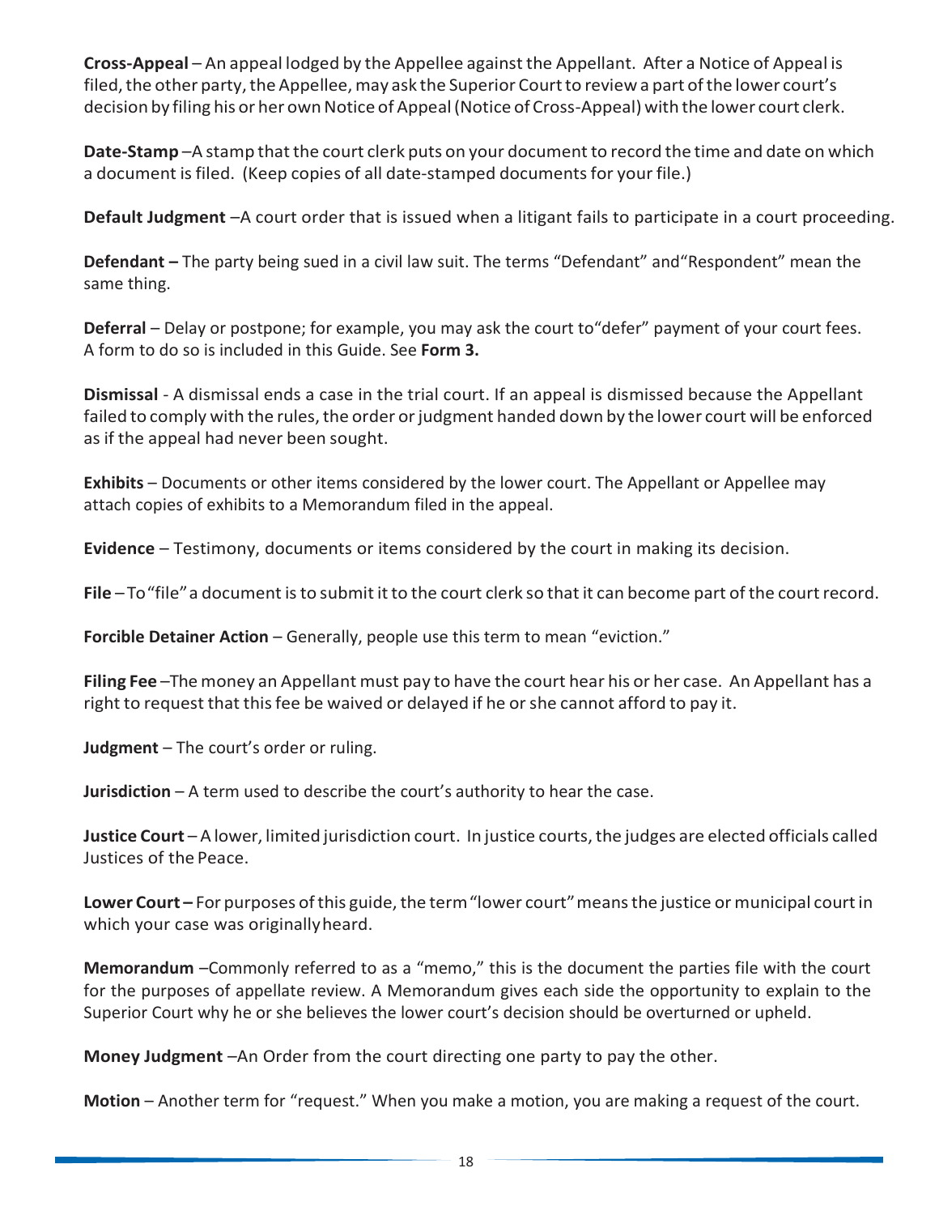**Cross-Appeal** – An appeal lodged by the Appellee against the Appellant. After a Notice of Appeal is filed, the other party, the Appellee, may ask the Superior Court to review a part of the lower court's decision by filing his or her own Notice of Appeal (Notice of Cross-Appeal) with the lower court clerk.

**Date-Stamp** –A stamp that the court clerk puts on your document to record the time and date on which a document is filed. (Keep copies of all date-stamped documents for your file.)

**Default Judgment** –A court order that is issued when a litigant fails to participate in a court proceeding.

**Defendant –** The party being sued in a civil law suit. The terms "Defendant" and"Respondent" mean the same thing.

**Deferral** – Delay or postpone; for example, you may ask the court to"defer" payment of your court fees. A form to do so is included in this Guide. See **Form 3.**

**Dismissal** - A dismissal ends a case in the trial court. If an appeal is dismissed because the Appellant failed to comply with the rules, the order or judgment handed down by the lower court will be enforced as if the appeal had never been sought.

**Exhibits** – Documents or other items considered by the lower court. The Appellant or Appellee may attach copies of exhibits to a Memorandum filed in the appeal.

**Evidence** – Testimony, documents or items considered by the court in making its decision.

**File** – To "file" a document is to submit it to the court clerk so that it can become part of the court record.

**Forcible Detainer Action** – Generally, people use this term to mean "eviction."

**Filing Fee** –The money an Appellant must pay to have the court hear his or her case. An Appellant has a right to request that this fee be waived or delayed if he or she cannot afford to pay it.

**Judgment** – The court's order or ruling.

**Jurisdiction** – A term used to describe the court's authority to hear the case.

**Justice Court** – A lower, limited jurisdiction court. In justice courts, the judges are elected officials called Justices of the Peace.

**Lower Court –** For purposes of this guide, the term "lower court" means the justice or municipal court in which your case was originally heard.

**Memorandum** –Commonly referred to as a "memo," this is the document the parties file with the court for the purposes of appellate review. A Memorandum gives each side the opportunity to explain to the Superior Court why he or she believes the lower court's decision should be overturned or upheld.

**Money Judgment** –An Order from the court directing one party to pay the other.

**Motion** – Another term for "request." When you make a motion, you are making a request of the court.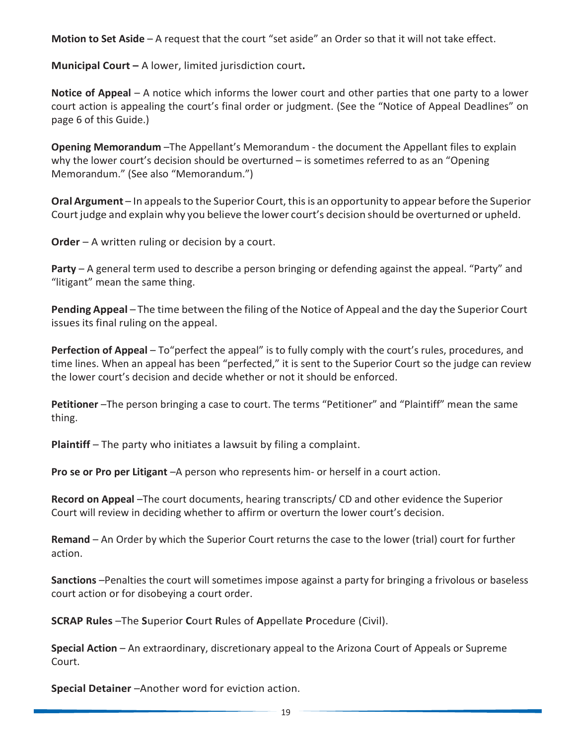**Motion to Set Aside** – A request that the court "set aside" an Order so that it will not take effect.

**Municipal Court –** A lower, limited jurisdiction court**.**

**Notice of Appeal** – A notice which informs the lower court and other parties that one party to a lower court action is appealing the court's final order or judgment. (See the "Notice of Appeal Deadlines" on page 6 of this Guide.)

**Opening Memorandum** –The Appellant's Memorandum - the document the Appellant files to explain why the lower court's decision should be overturned – is sometimes referred to as an "Opening Memorandum." (See also "Memorandum.")

**Oral Argument** – In appeals to the Superior Court, this is an opportunity to appear before the Superior Court judge and explain why you believe the lower court's decision should be overturned or upheld.

**Order** – A written ruling or decision by a court.

**Party** – A general term used to describe a person bringing or defending against the appeal. "Party" and "litigant" mean the same thing.

**Pending Appeal** – The time between the filing of the Notice of Appeal and the day the Superior Court issues its final ruling on the appeal.

**Perfection of Appeal** – To"perfect the appeal" is to fully comply with the court's rules, procedures, and time lines. When an appeal has been "perfected," it is sent to the Superior Court so the judge can review the lower court's decision and decide whether or not it should be enforced.

**Petitioner** –The person bringing a case to court. The terms "Petitioner" and "Plaintiff" mean the same thing.

**Plaintiff** – The party who initiates a lawsuit by filing a complaint.

**Pro se or Pro per Litigant** –A person who represents him- or herself in a court action.

**Record on Appeal** –The court documents, hearing transcripts/ CD and other evidence the Superior Court will review in deciding whether to affirm or overturn the lower court's decision.

**Remand** – An Order by which the Superior Court returns the case to the lower (trial) court for further action.

**Sanctions** –Penalties the court will sometimes impose against a party for bringing a frivolous or baseless court action or for disobeying a court order.

**SCRAP Rules** –The **S**uperior **C**ourt **R**ules of **A**ppellate **P**rocedure (Civil).

**Special Action** – An extraordinary, discretionary appeal to the Arizona Court of Appeals or Supreme Court.

**Special Detainer** –Another word for eviction action.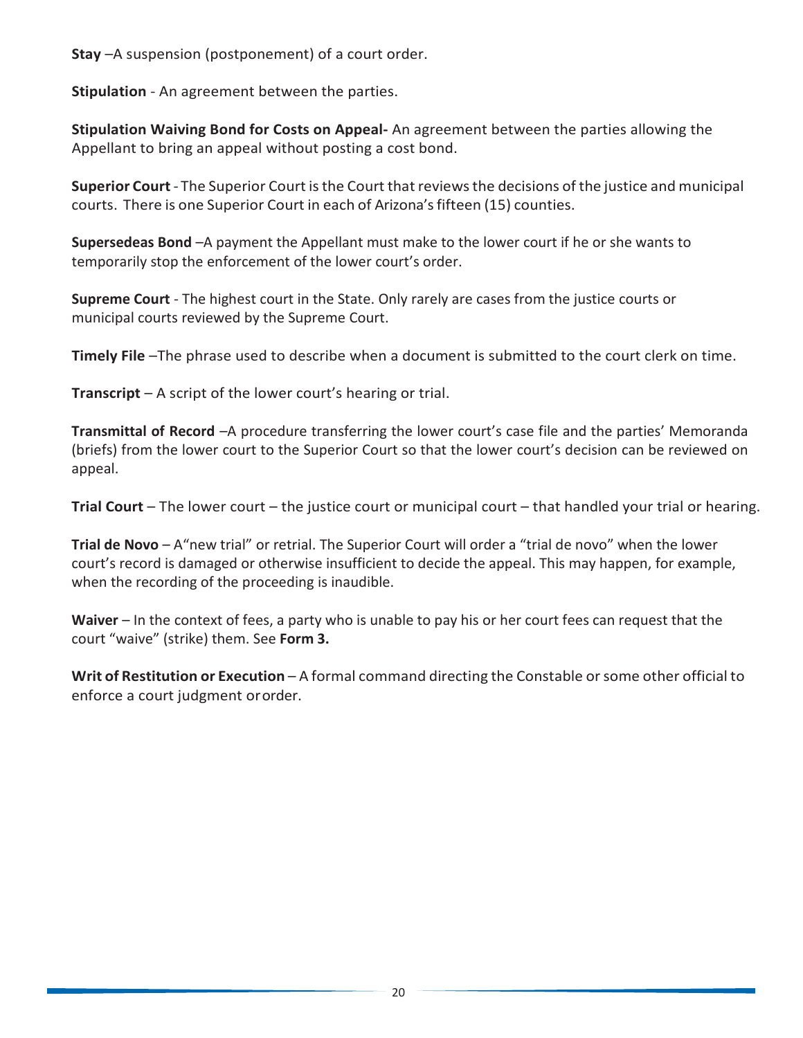**Stay** –A suspension (postponement) of a court order.

**Stipulation** - An agreement between the parties.

**Stipulation Waiving Bond for Costs on Appeal-** An agreement between the parties allowing the Appellant to bring an appeal without posting a cost bond.

**Superior Court** - The Superior Court is the Court that reviews the decisions of the justice and municipal courts. There is one Superior Court in each of Arizona's fifteen (15) counties.

**Supersedeas Bond** –A payment the Appellant must make to the lower court if he or she wants to temporarily stop the enforcement of the lower court's order.

**Supreme Court** - The highest court in the State. Only rarely are cases from the justice courts or municipal courts reviewed by the Supreme Court.

**Timely File** –The phrase used to describe when a document is submitted to the court clerk on time.

**Transcript** – A script of the lower court's hearing or trial.

**Transmittal of Record** –A procedure transferring the lower court's case file and the parties' Memoranda (briefs) from the lower court to the Superior Court so that the lower court's decision can be reviewed on appeal.

**Trial Court** – The lower court – the justice court or municipal court – that handled your trial or hearing.

**Trial de Novo** – A"new trial" or retrial. The Superior Court will order a "trial de novo" when the lower court's record is damaged or otherwise insufficient to decide the appeal. This may happen, for example, when the recording of the proceeding is inaudible.

**Waiver** – In the context of fees, a party who is unable to pay his or her court fees can request that the court "waive" (strike) them. See **Form 3.**

**Writ of Restitution or Execution** – A formal command directing the Constable or some other official to enforce a court judgment or order.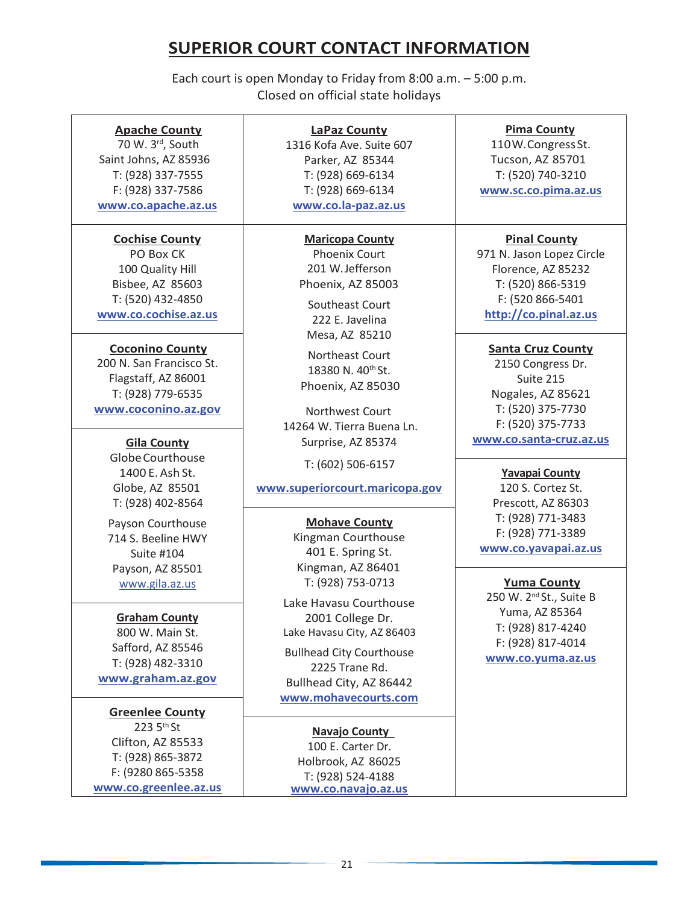# SUPERIOR COURT CONTACT INFORMATION

Each court is open Monday to Friday from 8:00 a.m. – 5:00 p.m.
Closed on official state holidays

**Apache County**
70 W. 3rd, South
Saint Johns, AZ 85936
T: (928) 337-7555
F: (928) 337-7586
www.co.apache.az.us

**Cochise County**
PO Box CK
100 Quality Hill
Bisbee, AZ 85603
T: (520) 432-4850
www.co.cochise.az.us

**Coconino County**
200 N. San Francisco St.
Flagstaff, AZ 86001
T: (928) 779-6535
www.coconino.az.gov

**Gila County**
Globe Courthouse
1400 E. Ash St.
Globe, AZ 85501
T: (928) 402-8564

Payson Courthouse
714 S. Beeline HWY
Suite #104
Payson, AZ 85501
www.gila.az.us

**Graham County**
800 W. Main St.
Safford, AZ 85546
T: (928) 482-3310
www.graham.az.gov

**Greenlee County**
223 5th St
Clifton, AZ 85533
T: (928) 865-3872
F: (9280 865-5358
www.co.greenlee.az.us

**LaPaz County**
1316 Kofa Ave. Suite 607
Parker, AZ 85344
T: (928) 669-6134
T: (928) 669-6134
www.co.la-paz.az.us

**Maricopa County**
Phoenix Court
201 W. Jefferson
Phoenix, AZ 85003

Southeast Court
222 E. Javelina
Mesa, AZ 85210

Northeast Court
18380 N. 40th St.
Phoenix, AZ 85030

Northwest Court
14264 W. Tierra Buena Ln.
Surprise, AZ 85374

T: (602) 506-6157

www.superiorcourt.maricopa.gov

**Mohave County**
Kingman Courthouse
401 E. Spring St.
Kingman, AZ 86401
T: (928) 753-0713

Lake Havasu Courthouse
2001 College Dr.
Lake Havasu City, AZ 86403

Bullhead City Courthouse
2225 Trane Rd.
Bullhead City, AZ 86442
www.mohavecourts.com

**Navajo County**
100 E. Carter Dr.
Holbrook, AZ 86025
T: (928) 524-4188
www.co.navajo.az.us

**Pima County**
110 W. Congress St.
Tucson, AZ 85701
T: (520) 740-3210
www.sc.co.pima.az.us

**Pinal County**
971 N. Jason Lopez Circle
Florence, AZ 85232
T: (520) 866-5319
F: (520 866-5401
http://co.pinal.az.us

**Santa Cruz County**
2150 Congress Dr.
Suite 215
Nogales, AZ 85621
T: (520) 375-7730
F: (520) 375-7733
www.co.santa-cruz.az.us

**Yavapai County**
120 S. Cortez St.
Prescott, AZ 86303
T: (928) 771-3483
F: (928) 771-3389
www.co.yavapai.az.us

**Yuma County**
250 W. 2nd St., Suite B
Yuma, AZ 85364
T: (928) 817-4240
F: (928) 817-4014
www.co.yuma.az.us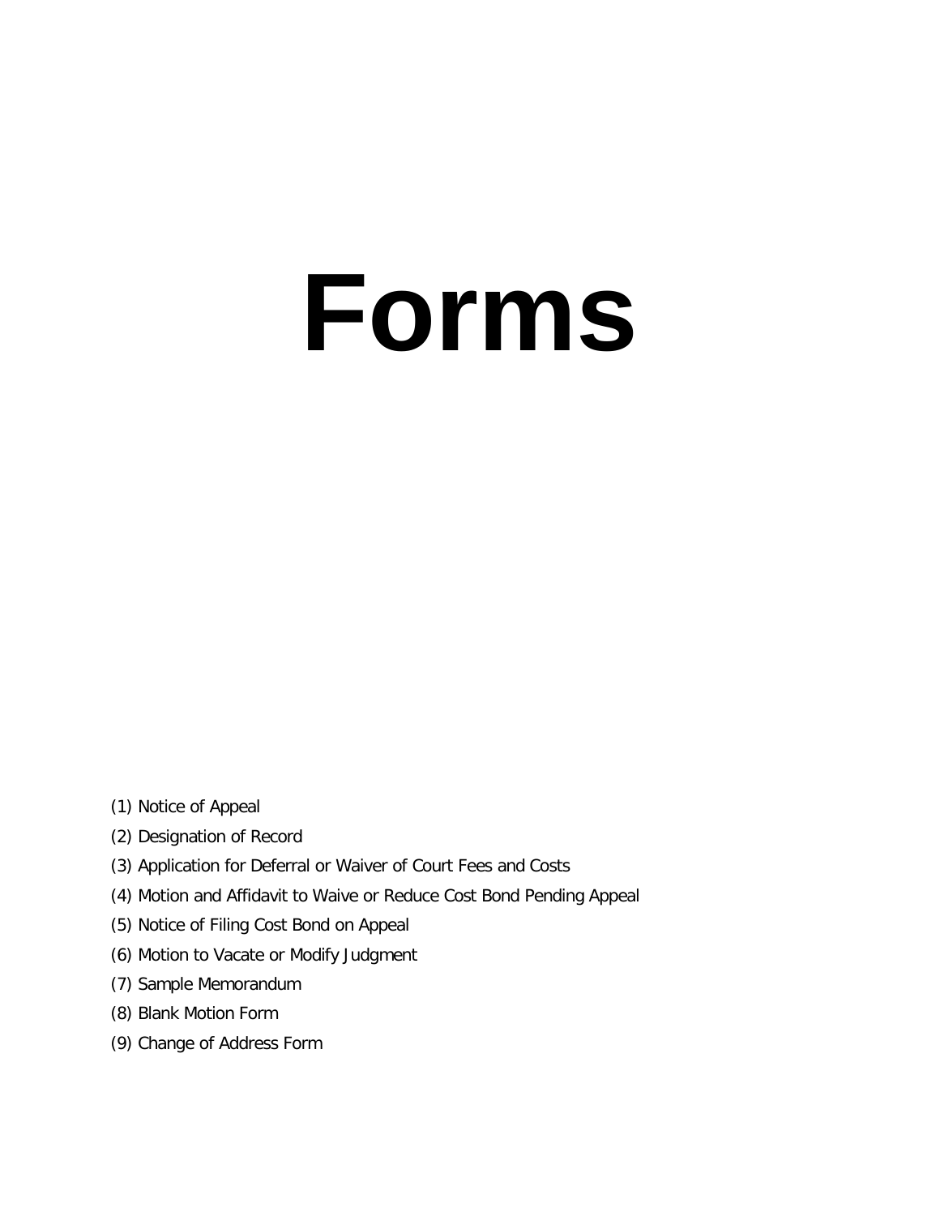# Forms

(1) Notice of Appeal

(2) Designation of Record

(3) Application for Deferral or Waiver of Court Fees and Costs

(4) Motion and Affidavit to Waive or Reduce Cost Bond Pending Appeal

(5) Notice of Filing Cost Bond on Appeal

(6) Motion to Vacate or Modify Judgment

(7) Sample Memorandum

(8) Blank Motion Form

(9) Change of Address Form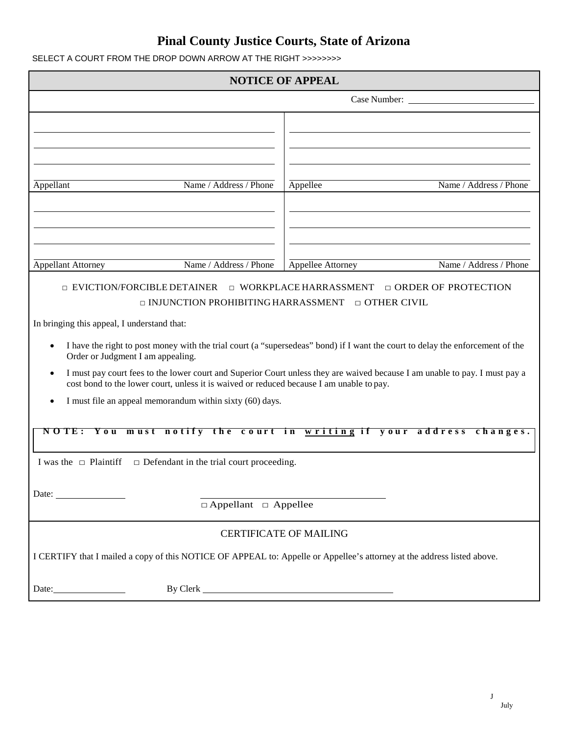# Pinal County Justice Courts, State of Arizona

SELECT A COURT FROM THE DROP DOWN ARROW AT THE RIGHT >>>>>>>>

## NOTICE OF APPEAL

Case Number: ______________________

| | |
|---|---|
| ______________________ | ______________________ |
| ______________________ | ______________________ |
| ______________________ | ______________________ |
| Appellant Name / Address / Phone | Appellee Name / Address / Phone |
| ______________________ | ______________________ |
| ______________________ | ______________________ |
| ______________________ | ______________________ |
| Appellant Attorney Name / Address / Phone | Appellee Attorney Name / Address / Phone |

□ EVICTION/FORCIBLE DETAINER □ WORKPLACE HARRASSMENT □ ORDER OF PROTECTION
□ INJUNCTION PROHIBITING HARRASSMENT □ OTHER CIVIL

In bringing this appeal, I understand that:

- I have the right to post money with the trial court (a "supersedeas" bond) if I want the court to delay the enforcement of the Order or Judgment I am appealing.
- I must pay court fees to the lower court and Superior Court unless they are waived because I am unable to pay. I must pay a cost bond to the lower court, unless it is waived or reduced because I am unable to pay.
- I must file an appeal memorandum within sixty (60) days.

**NOTE: You must notify the court in <u>writing</u> if your address changes.**

I was the □ Plaintiff □ Defendant in the trial court proceeding.

Date: ______________ ______________________________
□ Appellant □ Appellee

### CERTIFICATE OF MAILING

I CERTIFY that I mailed a copy of this NOTICE OF APPEAL to: Appelle or Appellee's attorney at the address listed above.

Date: ______________ By Clerk ______________________________

J
July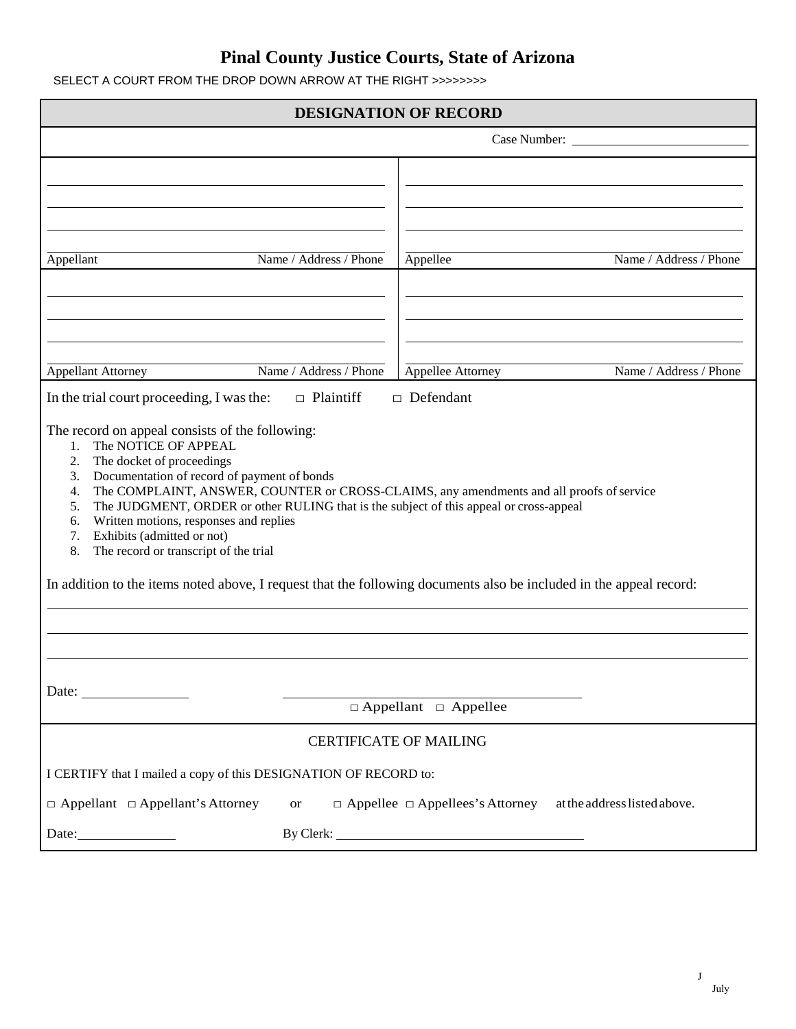# Pinal County Justice Courts, State of Arizona

SELECT A COURT FROM THE DROP DOWN ARROW AT THE RIGHT >>>>>>>>

## DESIGNATION OF RECORD

Case Number: ____________________

| | |
|---|---|
| ______________________<br>______________________<br>______________________<br>______________________<br>Appellant Name / Address / Phone | ______________________<br>______________________<br>______________________<br>______________________<br>Appellee Name / Address / Phone |
| ______________________<br>______________________<br>______________________<br>______________________<br>Appellant Attorney Name / Address / Phone | ______________________<br>______________________<br>______________________<br>______________________<br>Appellee Attorney Name / Address / Phone |

In the trial court proceeding, I was the: □ Plaintiff □ Defendant

The record on appeal consists of the following:

1. The NOTICE OF APPEAL
2. The docket of proceedings
3. Documentation of record of payment of bonds
4. The COMPLAINT, ANSWER, COUNTER or CROSS-CLAIMS, any amendments and all proofs of service
5. The JUDGMENT, ORDER or other RULING that is the subject of this appeal or cross-appeal
6. Written motions, responses and replies
7. Exhibits (admitted or not)
8. The record or transcript of the trial

In addition to the items noted above, I request that the following documents also be included in the appeal record:

______________________________________________________________________

______________________________________________________________________

______________________________________________________________________

Date: ______________ ______________________________
□ Appellant □ Appellee

CERTIFICATE OF MAILING

I CERTIFY that I mailed a copy of this DESIGNATION OF RECORD to:

□ Appellant □ Appellant's Attorney or □ Appellee □ Appellees's Attorney at the address listed above.

Date: ______________ By Clerk: ______________________________

J
July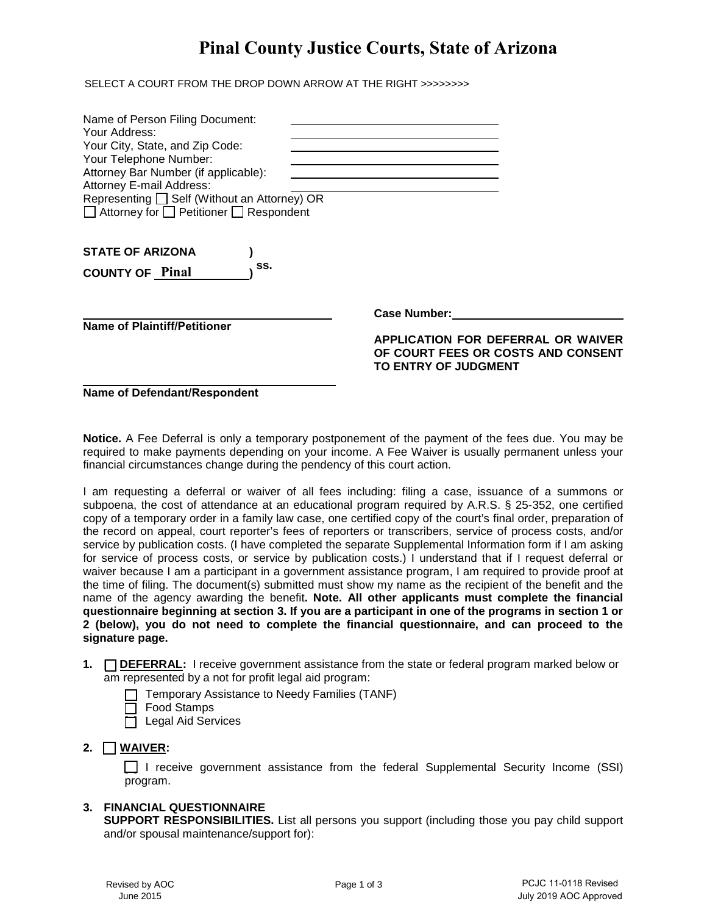# Pinal County Justice Courts, State of Arizona

SELECT A COURT FROM THE DROP DOWN ARROW AT THE RIGHT >>>>>>>>

Name of Person Filing Document: ______________________
Your Address: ______________________
Your City, State, and Zip Code: ______________________
Your Telephone Number: ______________________
Attorney Bar Number (if applicable): ______________________
Attorney E-mail Address: ______________________
Representing ☐ Self (Without an Attorney) OR
☐ Attorney for ☐ Petitioner ☐ Respondent

**STATE OF ARIZONA )**
**COUNTY OF Pinal ) ss.**

______________________
**Name of Plaintiff/Petitioner**

______________________
**Name of Defendant/Respondent**

**Case Number:** ______________________

**APPLICATION FOR DEFERRAL OR WAIVER OF COURT FEES OR COSTS AND CONSENT TO ENTRY OF JUDGMENT**

**Notice.** A Fee Deferral is only a temporary postponement of the payment of the fees due. You may be required to make payments depending on your income. A Fee Waiver is usually permanent unless your financial circumstances change during the pendency of this court action.

I am requesting a deferral or waiver of all fees including: filing a case, issuance of a summons or subpoena, the cost of attendance at an educational program required by A.R.S. § 25-352, one certified copy of a temporary order in a family law case, one certified copy of the court's final order, preparation of the record on appeal, court reporter's fees of reporters or transcribers, service of process costs, and/or service by publication costs. (I have completed the separate Supplemental Information form if I am asking for service of process costs, or service by publication costs.) I understand that if I request deferral or waiver because I am a participant in a government assistance program, I am required to provide proof at the time of filing. The document(s) submitted must show my name as the recipient of the benefit and the name of the agency awarding the benefit**. Note. All other applicants must complete the financial questionnaire beginning at section 3. If you are a participant in one of the programs in section 1 or 2 (below), you do not need to complete the financial questionnaire, and can proceed to the signature page.**

1. ☐ **DEFERRAL:** I receive government assistance from the state or federal program marked below or am represented by a not for profit legal aid program:
   - ☐ Temporary Assistance to Needy Families (TANF)
   - ☐ Food Stamps
   - ☐ Legal Aid Services

2. ☐ **WAIVER:**
   - ☐ I receive government assistance from the federal Supplemental Security Income (SSI) program.

3. **FINANCIAL QUESTIONNAIRE**
   **SUPPORT RESPONSIBILITIES.** List all persons you support (including those you pay child support and/or spousal maintenance/support for):

Revised by AOC June 2015 | PCJC 11-0118 Revised July 2019 AOC Approved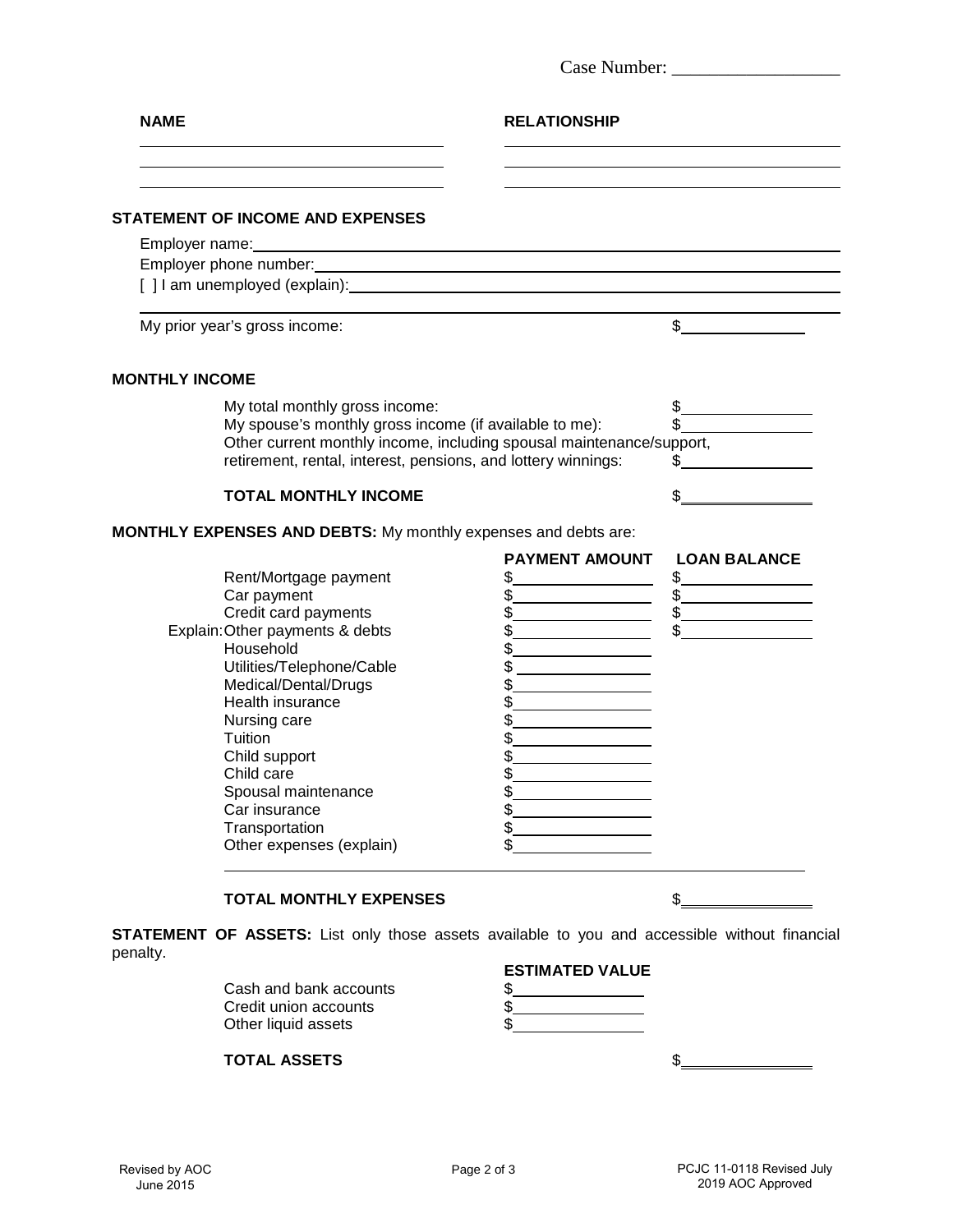Case Number: __________________

| NAME | RELATIONSHIP |
| --- | --- |
| | |
| | |
| | |

**STATEMENT OF INCOME AND EXPENSES**

Employer name: ____________________

Employer phone number: ____________________

[ ] I am unemployed (explain): ____________________

My prior year's gross income: $__________

**MONTHLY INCOME**

| | |
| --- | --- |
| My total monthly gross income: | $ |
| My spouse's monthly gross income (if available to me): | $ |
| Other current monthly income, including spousal maintenance/support, retirement, rental, interest, pensions, and lottery winnings: | $ |
| **TOTAL MONTHLY INCOME** | $ |

**MONTHLY EXPENSES AND DEBTS:** My monthly expenses and debts are:

| | PAYMENT AMOUNT | LOAN BALANCE |
| --- | --- | --- |
| Rent/Mortgage payment | $ | $ |
| Car payment | $ | $ |
| Credit card payments | $ | $ |
| Explain: Other payments & debts | $ | $ |
| Household | $ | |
| Utilities/Telephone/Cable | $ | |
| Medical/Dental/Drugs | $ | |
| Health insurance | $ | |
| Nursing care | $ | |
| Tuition | $ | |
| Child support | $ | |
| Child care | $ | |
| Spousal maintenance | $ | |
| Car insurance | $ | |
| Transportation | $ | |
| Other expenses (explain) | $ | |

**TOTAL MONTHLY EXPENSES** $__________

**STATEMENT OF ASSETS:** List only those assets available to you and accessible without financial penalty.

| | ESTIMATED VALUE |
| --- | --- |
| Cash and bank accounts | $ |
| Credit union accounts | $ |
| Other liquid assets | $ |

**TOTAL ASSETS** $__________

Revised by AOC June 2015

PCJC 11-0118 Revised July 2019 AOC Approved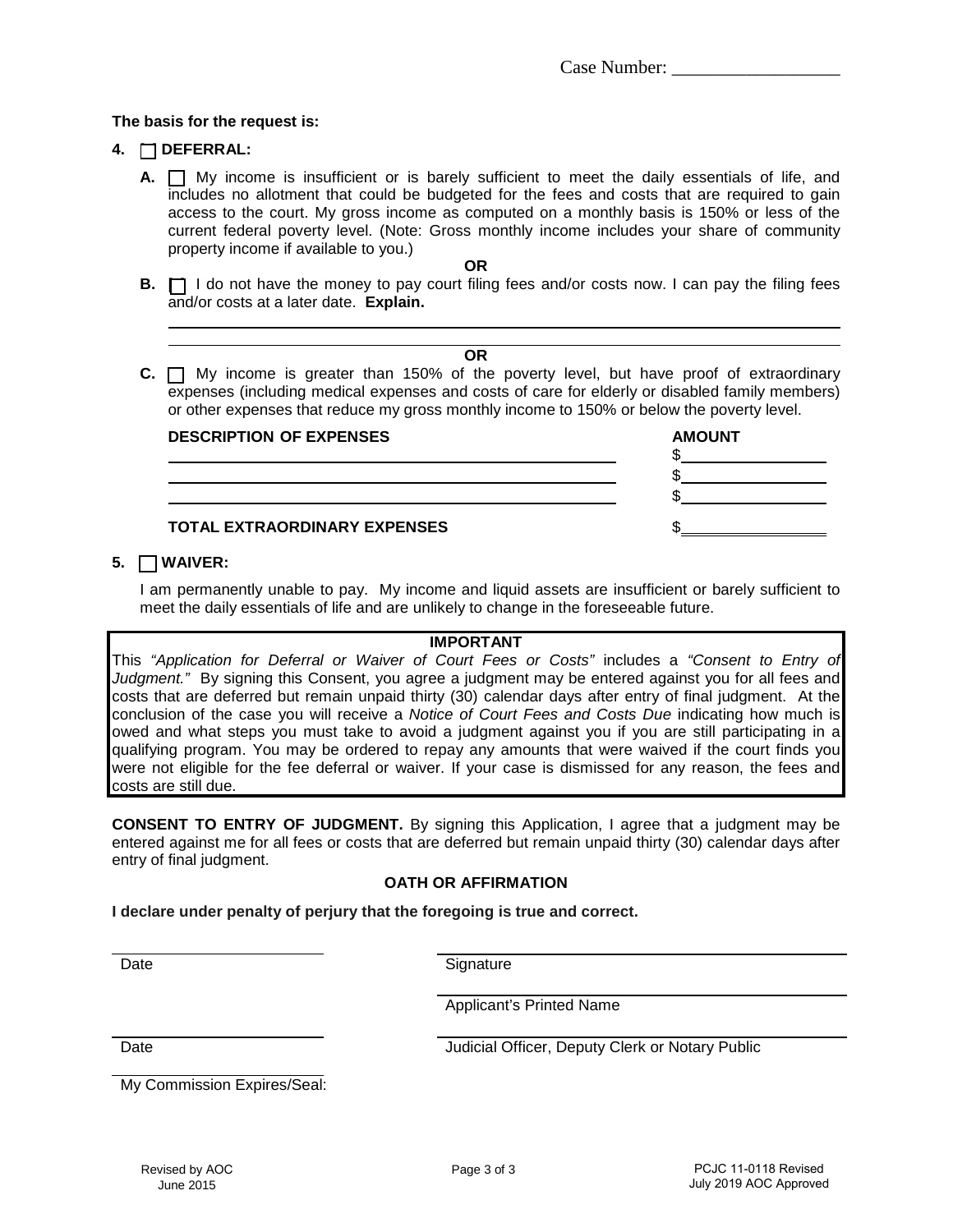Case Number: __________________

**The basis for the request is:**

**4.** ☐ **DEFERRAL:**

**A.** ☐ My income is insufficient or is barely sufficient to meet the daily essentials of life, and includes no allotment that could be budgeted for the fees and costs that are required to gain access to the court. My gross income as computed on a monthly basis is 150% or less of the current federal poverty level. (Note: Gross monthly income includes your share of community property income if available to you.)

**OR**

**B.** ☐ I do not have the money to pay court filing fees and/or costs now. I can pay the filing fees and/or costs at a later date. **Explain.**

______________________________________________________________________________

______________________________________________________________________________

**OR**

**C.** ☐ My income is greater than 150% of the poverty level, but have proof of extraordinary expenses (including medical expenses and costs of care for elderly or disabled family members) or other expenses that reduce my gross monthly income to 150% or below the poverty level.

| DESCRIPTION OF EXPENSES | AMOUNT |
|---|---|
| | $ |
| | $ |
| | $ |
| **TOTAL EXTRAORDINARY EXPENSES** | $ |

**5.** ☐ **WAIVER:**

I am permanently unable to pay. My income and liquid assets are insufficient or barely sufficient to meet the daily essentials of life and are unlikely to change in the foreseeable future.

**IMPORTANT**

This *"Application for Deferral or Waiver of Court Fees or Costs"* includes a *"Consent to Entry of Judgment."* By signing this Consent, you agree a judgment may be entered against you for all fees and costs that are deferred but remain unpaid thirty (30) calendar days after entry of final judgment. At the conclusion of the case you will receive a *Notice of Court Fees and Costs Due* indicating how much is owed and what steps you must take to avoid a judgment against you if you are still participating in a qualifying program. You may be ordered to repay any amounts that were waived if the court finds you were not eligible for the fee deferral or waiver. If your case is dismissed for any reason, the fees and costs are still due.

**CONSENT TO ENTRY OF JUDGMENT.** By signing this Application, I agree that a judgment may be entered against me for all fees or costs that are deferred but remain unpaid thirty (30) calendar days after entry of final judgment.

**OATH OR AFFIRMATION**

**I declare under penalty of perjury that the foregoing is true and correct.**

______________________ Date

______________________ Signature

______________________ Applicant's Printed Name

______________________ Date

______________________ Judicial Officer, Deputy Clerk or Notary Public

______________________ My Commission Expires/Seal:

Revised by AOC June 2015

PCJC 11-0118 Revised July 2019 AOC Approved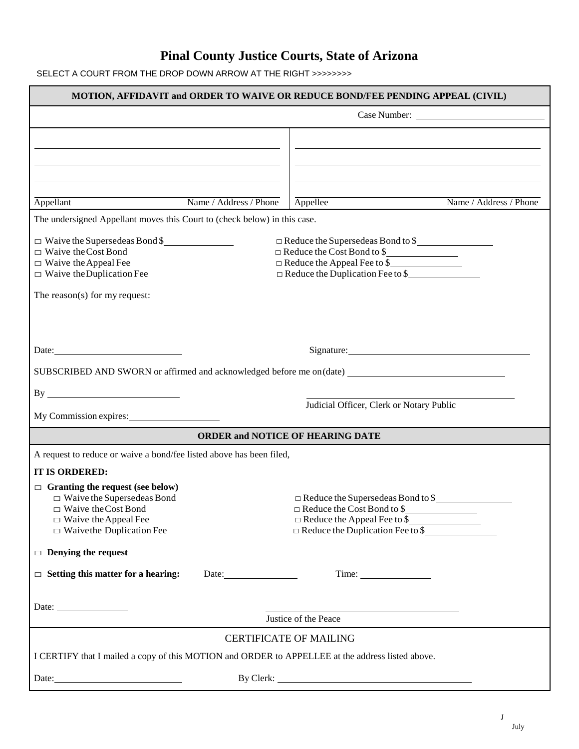# Pinal County Justice Courts, State of Arizona

SELECT A COURT FROM THE DROP DOWN ARROW AT THE RIGHT >>>>>>>>

## MOTION, AFFIDAVIT and ORDER TO WAIVE OR REDUCE BOND/FEE PENDING APPEAL (CIVIL)

Case Number: ______________________

| Appellant — Name / Address / Phone | Appellee — Name / Address / Phone |
|---|---|
| | |

The undersigned Appellant moves this Court to (check below) in this case.

- □ Waive the Supersedeas Bond $______________
- □ Waive the Cost Bond
- □ Waive the Appeal Fee
- □ Waive the Duplication Fee
- □ Reduce the Supersedeas Bond to $______________
- □ Reduce the Cost Bond to $______________
- □ Reduce the Appeal Fee to $______________
- □ Reduce the Duplication Fee to $______________

The reason(s) for my request:

Date: ______________________ Signature: ______________________

SUBSCRIBED AND SWORN or affirmed and acknowledged before me on (date) ______________________

By ______________________

______________________
Judicial Officer, Clerk or Notary Public

My Commission expires: ______________________

## ORDER and NOTICE OF HEARING DATE

A request to reduce or waive a bond/fee listed above has been filed,

**IT IS ORDERED:**

□ **Granting the request (see below)**

- □ Waive the Supersedeas Bond
- □ Waive the Cost Bond
- □ Waive the Appeal Fee
- □ Waive the Duplication Fee
- □ Reduce the Supersedeas Bond to $______________
- □ Reduce the Cost Bond to $______________
- □ Reduce the Appeal Fee to $______________
- □ Reduce the Duplication Fee to $______________

□ **Denying the request**

□ **Setting this matter for a hearing:** Date: ______________ Time: ______________

Date: ______________

______________________
Justice of the Peace

## CERTIFICATE OF MAILING

I CERTIFY that I mailed a copy of this MOTION and ORDER to APPELLEE at the address listed above.

Date: ______________________ By Clerk: ______________________

J
July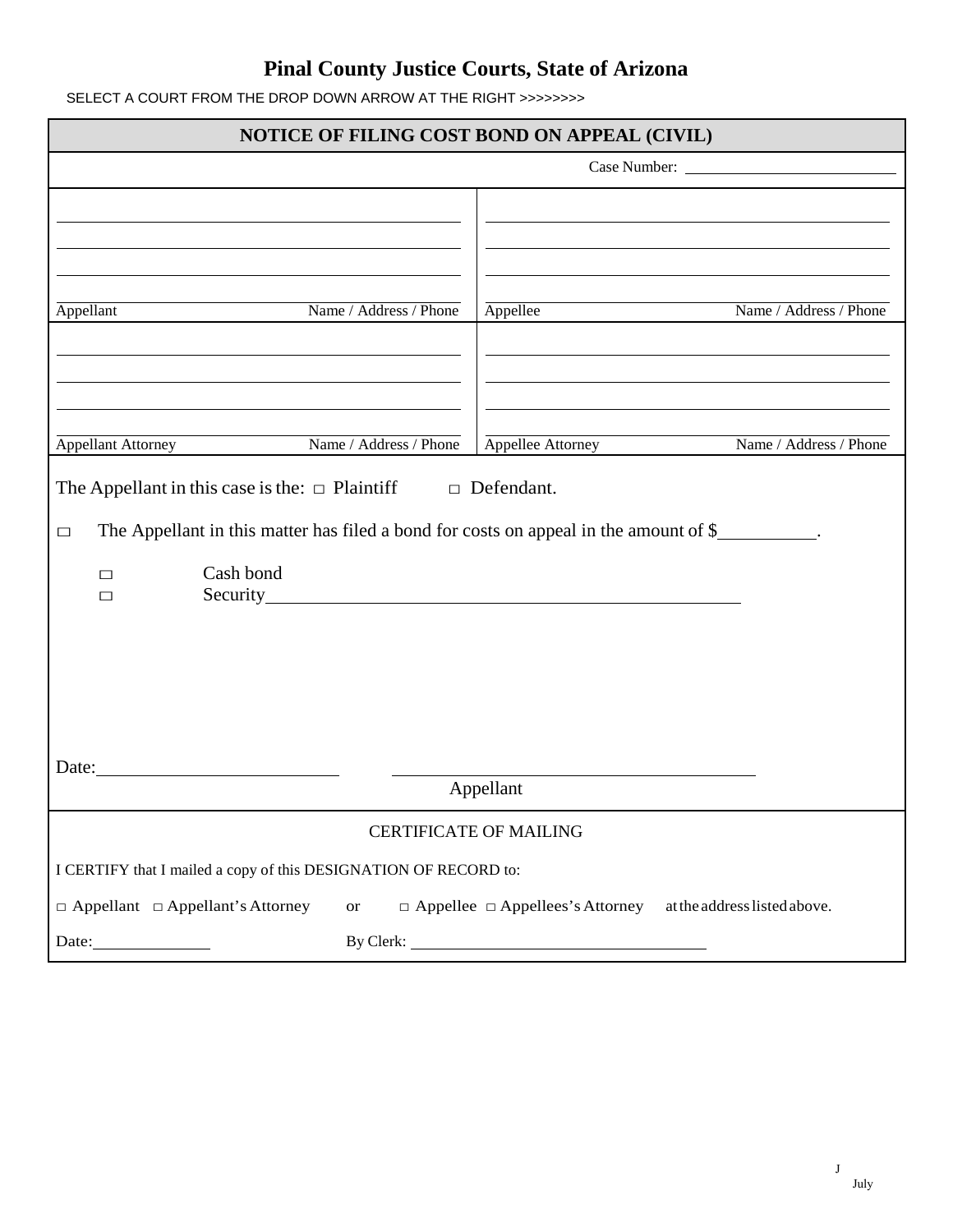# Pinal County Justice Courts, State of Arizona

SELECT A COURT FROM THE DROP DOWN ARROW AT THE RIGHT >>>>>>>>

## NOTICE OF FILING COST BOND ON APPEAL (CIVIL)

Case Number: ____________________

| | |
|---|---|
| Appellant — Name / Address / Phone | Appellee — Name / Address / Phone |
| Appellant Attorney — Name / Address / Phone | Appellee Attorney — Name / Address / Phone |

The Appellant in this case is the: □ Plaintiff □ Defendant.

□ The Appellant in this matter has filed a bond for costs on appeal in the amount of $__________.

- □ Cash bond
- □ Security____________________________________________

Date:________________________ ____________________________________
Appellant

### CERTIFICATE OF MAILING

I CERTIFY that I mailed a copy of this DESIGNATION OF RECORD to:

□ Appellant □ Appellant's Attorney or □ Appellee □ Appellees's Attorney at the address listed above.

Date:______________ By Clerk: ______________________________

J
July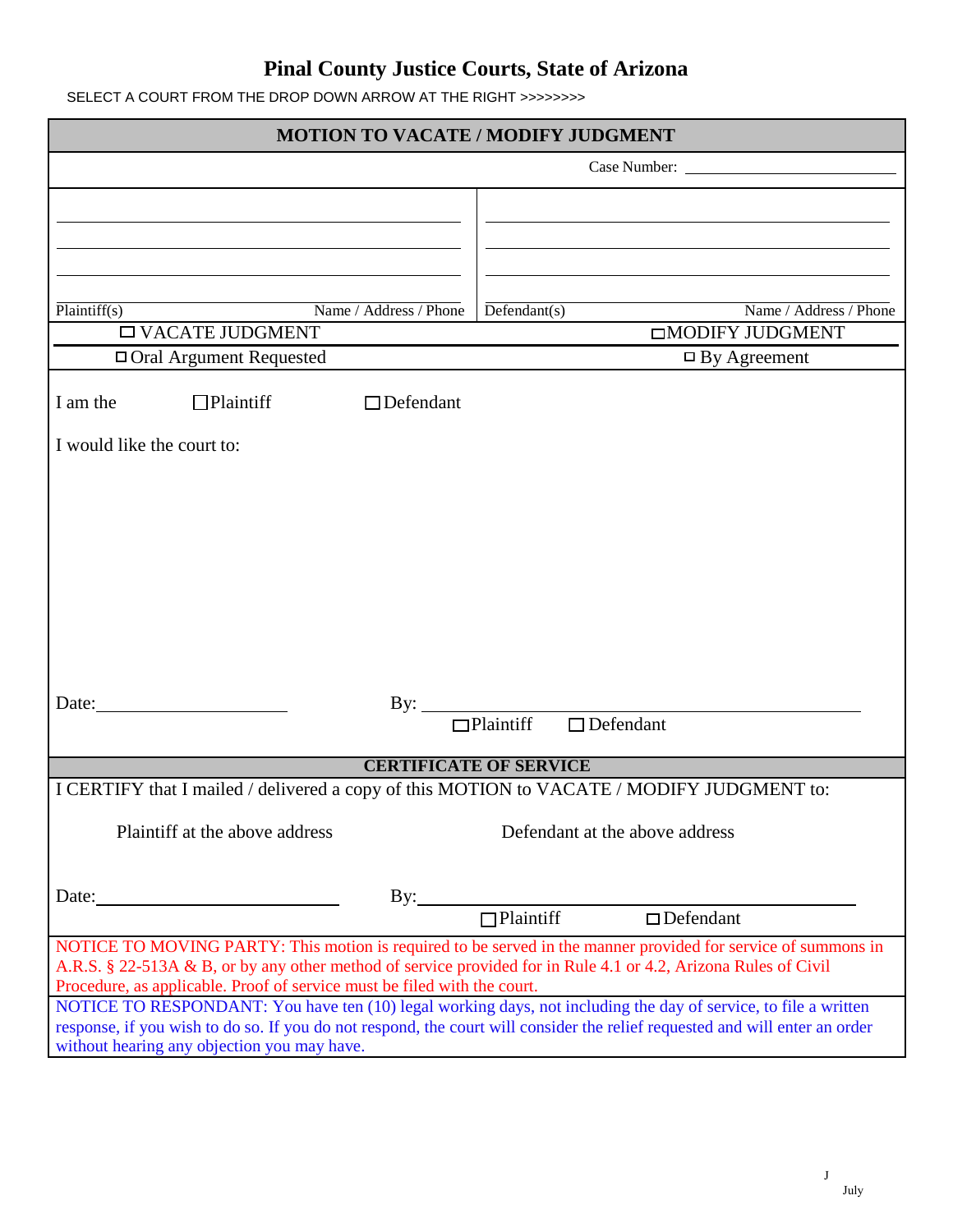# Pinal County Justice Courts, State of Arizona

SELECT A COURT FROM THE DROP DOWN ARROW AT THE RIGHT >>>>>>>>

## MOTION TO VACATE / MODIFY JUDGMENT

Case Number: ______________________

| Plaintiff(s) Name / Address / Phone | Defendant(s) Name / Address / Phone |
|---|---|
| | |

☐ VACATE JUDGMENT ☐ MODIFY JUDGMENT

☐ Oral Argument Requested ☐ By Agreement

I am the ☐ Plaintiff ☐ Defendant

I would like the court to:

Date: ____________________ By: ______________________________ ☐ Plaintiff ☐ Defendant

## CERTIFICATE OF SERVICE

I CERTIFY that I mailed / delivered a copy of this MOTION to VACATE / MODIFY JUDGMENT to:

Plaintiff at the above address Defendant at the above address

Date: ____________________ By: ______________________________ ☐ Plaintiff ☐ Defendant

NOTICE TO MOVING PARTY: This motion is required to be served in the manner provided for service of summons in A.R.S. § 22-513A & B, or by any other method of service provided for in Rule 4.1 or 4.2, Arizona Rules of Civil Procedure, as applicable. Proof of service must be filed with the court.

NOTICE TO RESPONDANT: You have ten (10) legal working days, not including the day of service, to file a written response, if you wish to do so. If you do not respond, the court will consider the relief requested and will enter an order without hearing any objection you may have.

J
July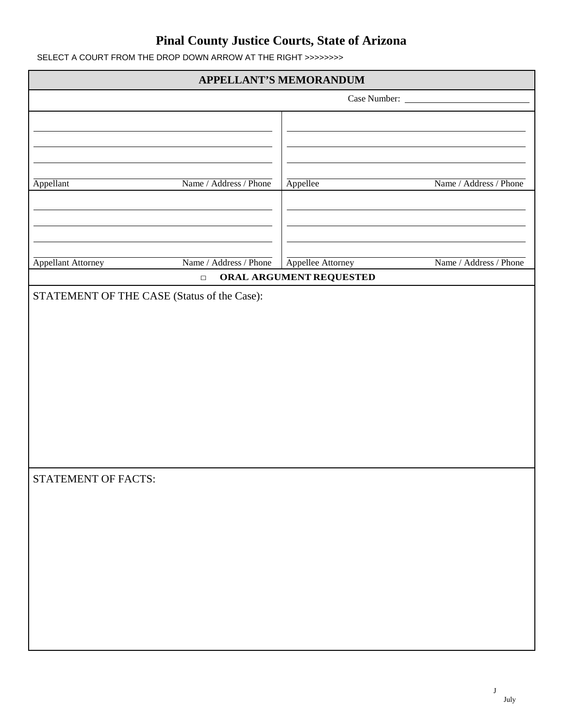# Pinal County Justice Courts, State of Arizona

SELECT A COURT FROM THE DROP DOWN ARROW AT THE RIGHT >>>>>>>>

## APPELLANT'S MEMORANDUM

Case Number: ____________________

| | |
|---|---|
| Appellant — Name / Address / Phone | Appellee — Name / Address / Phone |
| Appellant Attorney — Name / Address / Phone | Appellee Attorney — Name / Address / Phone |

□ **ORAL ARGUMENT REQUESTED**

STATEMENT OF THE CASE (Status of the Case):

STATEMENT OF FACTS:

J
July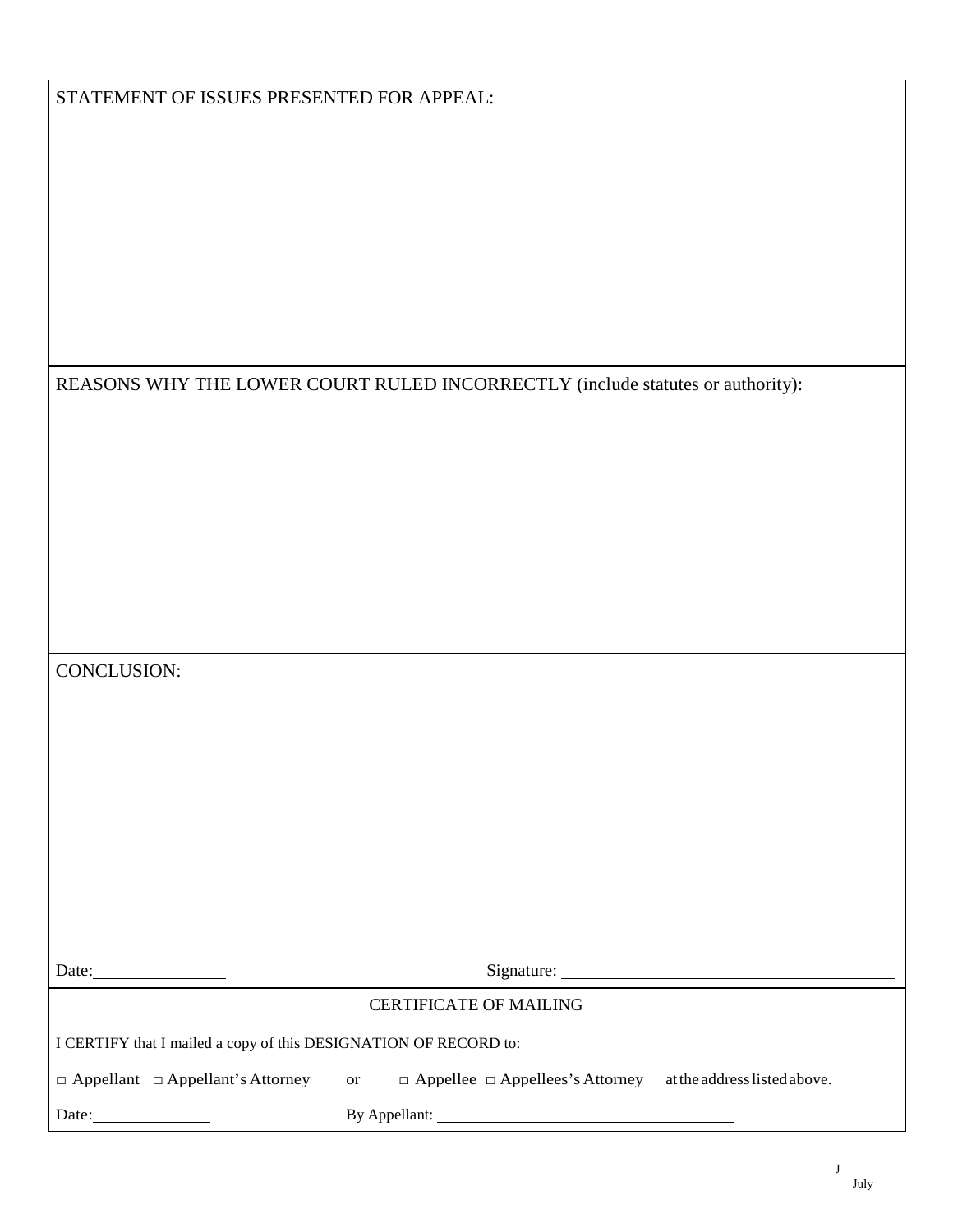STATEMENT OF ISSUES PRESENTED FOR APPEAL:

REASONS WHY THE LOWER COURT RULED INCORRECTLY (include statutes or authority):

CONCLUSION:

Date: ______________ Signature: ______________________________

CERTIFICATE OF MAILING

I CERTIFY that I mailed a copy of this DESIGNATION OF RECORD to:

□ Appellant □ Appellant's Attorney or □ Appellee □ Appellees's Attorney at the address listed above.

Date: ______________ By Appellant: ______________________________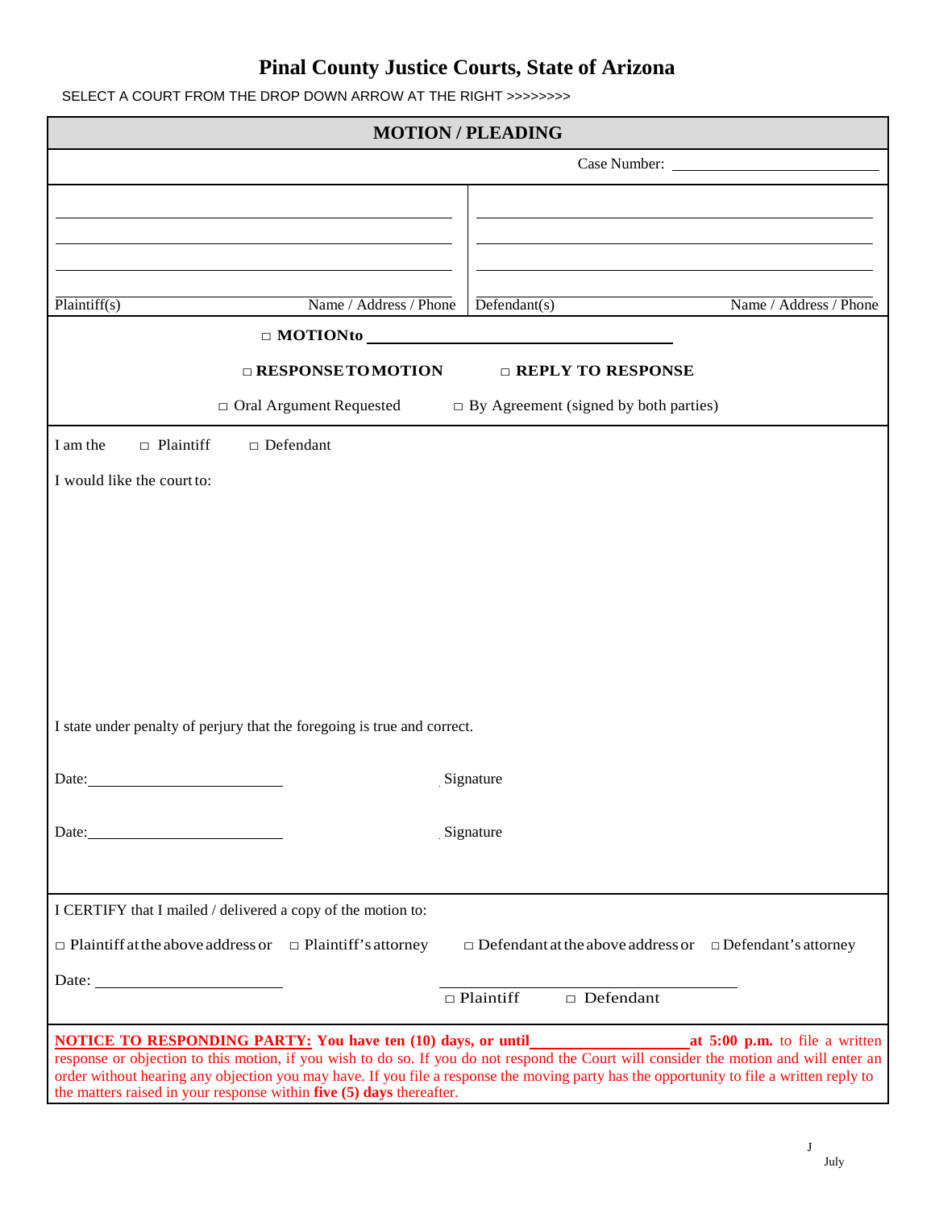# Pinal County Justice Courts, State of Arizona

SELECT A COURT FROM THE DROP DOWN ARROW AT THE RIGHT >>>>>>>>

## MOTION / PLEADING

Case Number: ______________________

| Plaintiff(s) Name / Address / Phone | Defendant(s) Name / Address / Phone |
|---|---|
| ______________________ | ______________________ |
| ______________________ | ______________________ |
| ______________________ | ______________________ |

□ **MOTION to** ______________________

□ **RESPONSE TO MOTION** □ **REPLY TO RESPONSE**

□ Oral Argument Requested □ By Agreement (signed by both parties)

I am the □ Plaintiff □ Defendant

I would like the court to:

I state under penalty of perjury that the foregoing is true and correct.

Date: ______________________ Signature

Date: ______________________ Signature

I CERTIFY that I mailed / delivered a copy of the motion to:

□ Plaintiff at the above address or □ Plaintiff's attorney □ Defendant at the above address or □ Defendant's attorney

Date: ______________________ ______________________
□ Plaintiff □ Defendant

**NOTICE TO RESPONDING PARTY: You have ten (10) days, or until ______________ at 5:00 p.m.** to file a written response or objection to this motion, if you wish to do so. If you do not respond the Court will consider the motion and will enter an order without hearing any objection you may have. If you file a response the moving party has the opportunity to file a written reply to the matters raised in your response within **five (5) days** thereafter.

J
July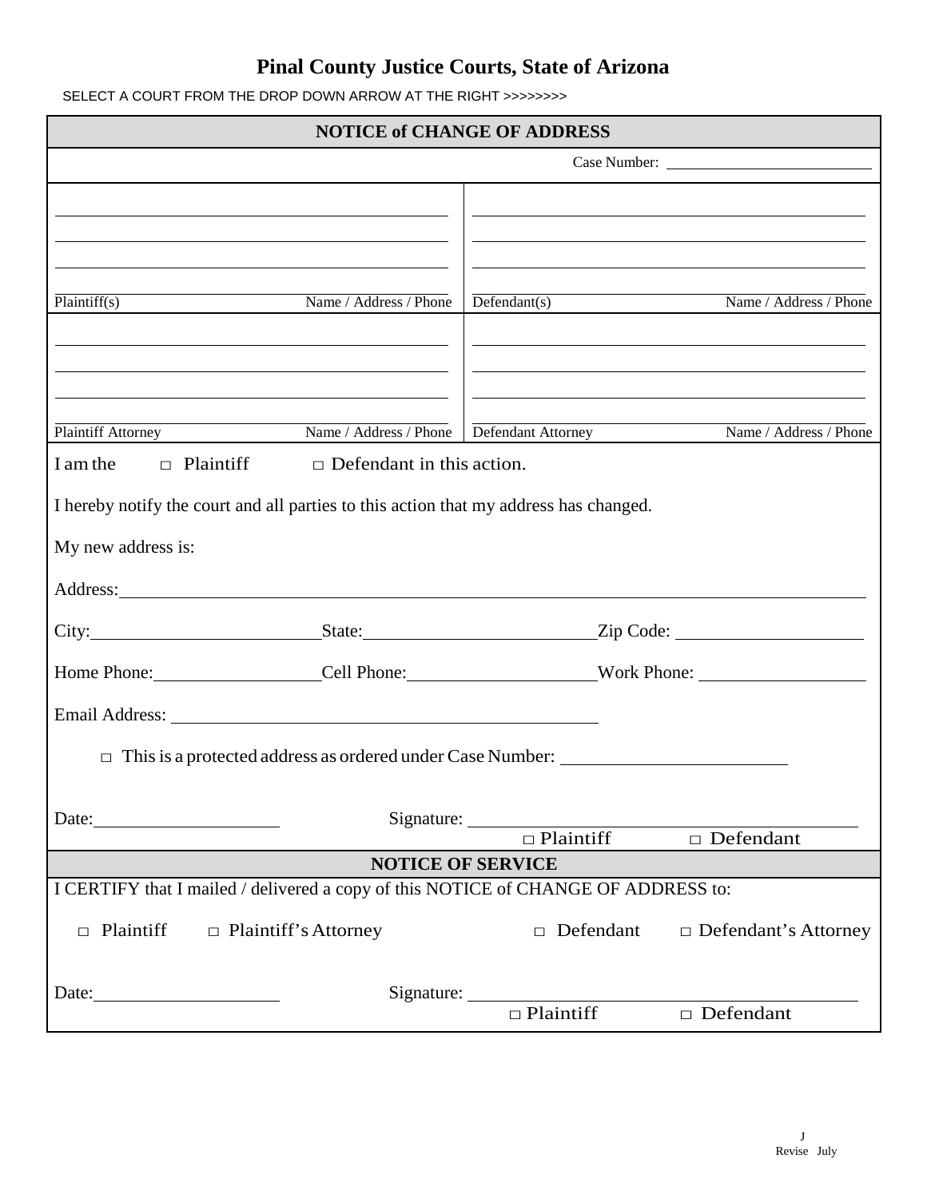# Pinal County Justice Courts, State of Arizona

SELECT A COURT FROM THE DROP DOWN ARROW AT THE RIGHT >>>>>>>>

## NOTICE of CHANGE OF ADDRESS

Case Number: ______________________

| | |
|---|---|
| ______________________<br>______________________<br>______________________<br>Plaintiff(s) Name / Address / Phone | ______________________<br>______________________<br>______________________<br>Defendant(s) Name / Address / Phone |
| ______________________<br>______________________<br>______________________<br>Plaintiff Attorney Name / Address / Phone | ______________________<br>______________________<br>______________________<br>Defendant Attorney Name / Address / Phone |

I am the □ Plaintiff □ Defendant in this action.

I hereby notify the court and all parties to this action that my address has changed.

My new address is:

Address: ______________________

City: ______________________ State: ______________________ Zip Code: ______________________

Home Phone: ______________________ Cell Phone: ______________________ Work Phone: ______________________

Email Address: ______________________

□ This is a protected address as ordered under Case Number: ______________________

Date: ______________________ Signature: ______________________
□ Plaintiff □ Defendant

## NOTICE OF SERVICE

I CERTIFY that I mailed / delivered a copy of this NOTICE of CHANGE OF ADDRESS to:

□ Plaintiff □ Plaintiff's Attorney □ Defendant □ Defendant's Attorney

Date: ______________________ Signature: ______________________
□ Plaintiff □ Defendant

J
Revise July